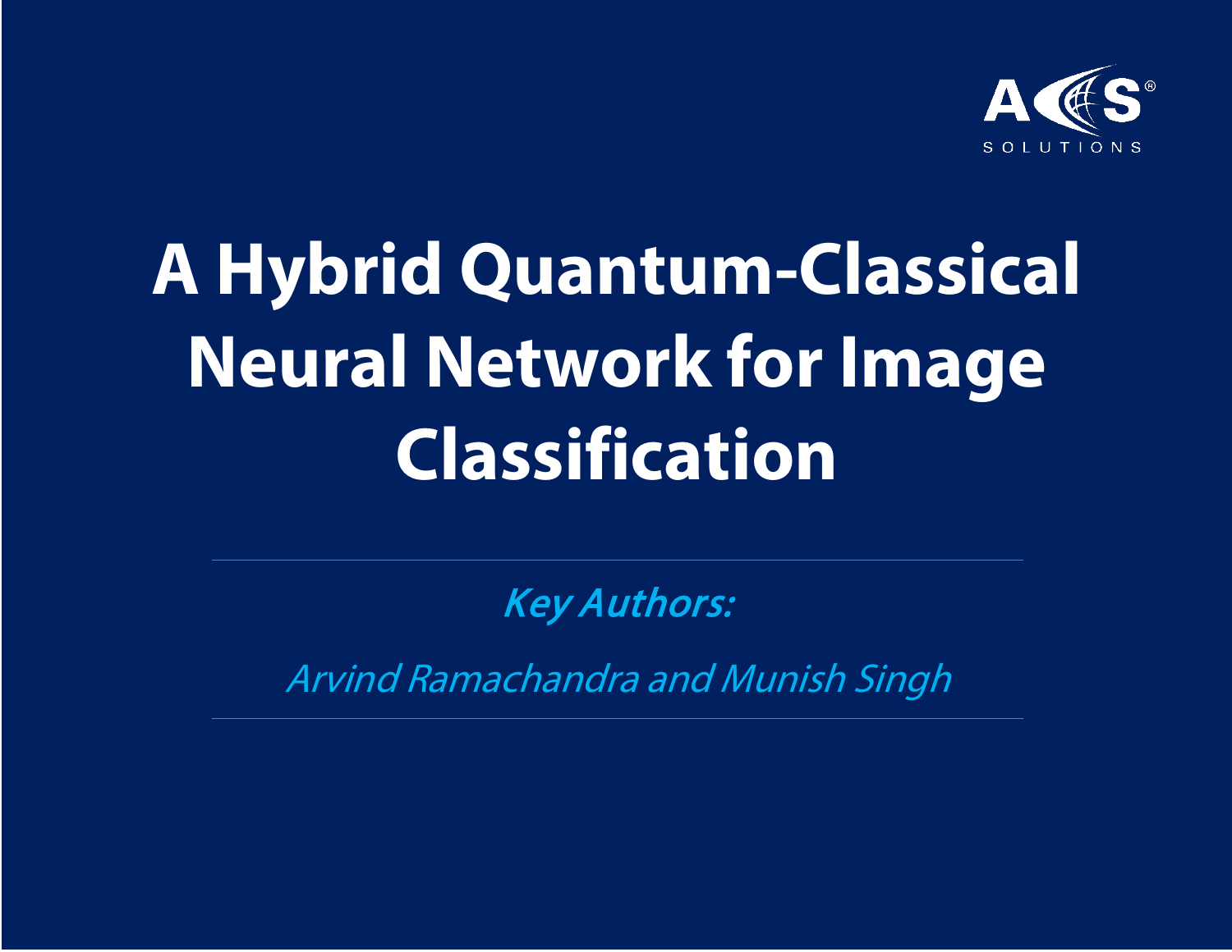ACS SOLUTIONS

# A Hybrid Quantum-Classical Neural Network for Image Classification

***Key Authors:***

*Arvind Ramachandra and Munish Singh*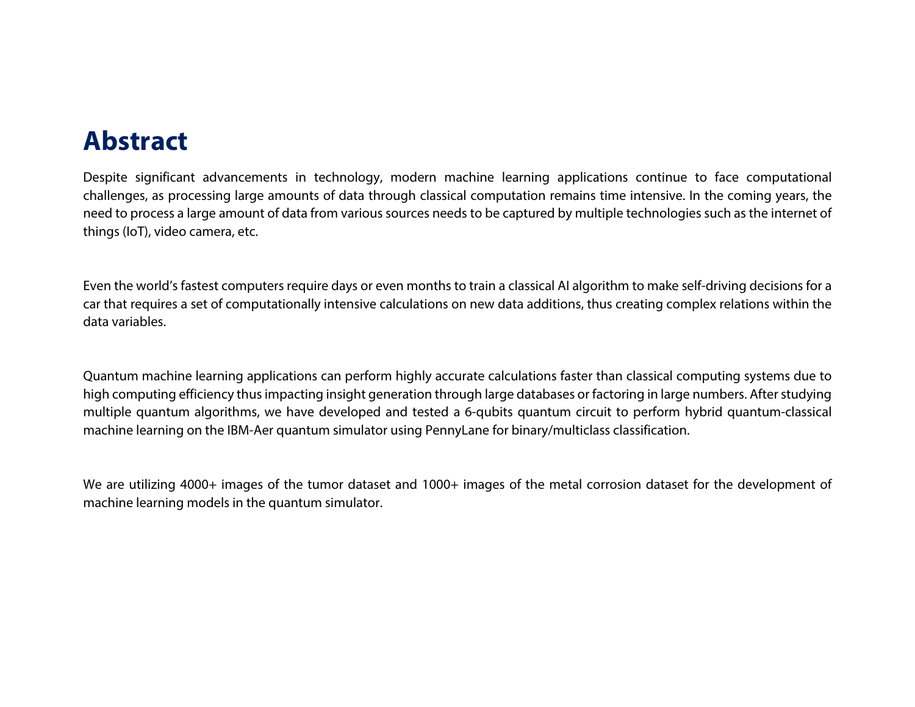# Abstract

Despite significant advancements in technology, modern machine learning applications continue to face computational challenges, as processing large amounts of data through classical computation remains time intensive. In the coming years, the need to process a large amount of data from various sources needs to be captured by multiple technologies such as the internet of things (IoT), video camera, etc.

Even the world's fastest computers require days or even months to train a classical AI algorithm to make self-driving decisions for a car that requires a set of computationally intensive calculations on new data additions, thus creating complex relations within the data variables.

Quantum machine learning applications can perform highly accurate calculations faster than classical computing systems due to high computing efficiency thus impacting insight generation through large databases or factoring in large numbers. After studying multiple quantum algorithms, we have developed and tested a 6-qubits quantum circuit to perform hybrid quantum-classical machine learning on the IBM-Aer quantum simulator using PennyLane for binary/multiclass classification.

We are utilizing 4000+ images of the tumor dataset and 1000+ images of the metal corrosion dataset for the development of machine learning models in the quantum simulator.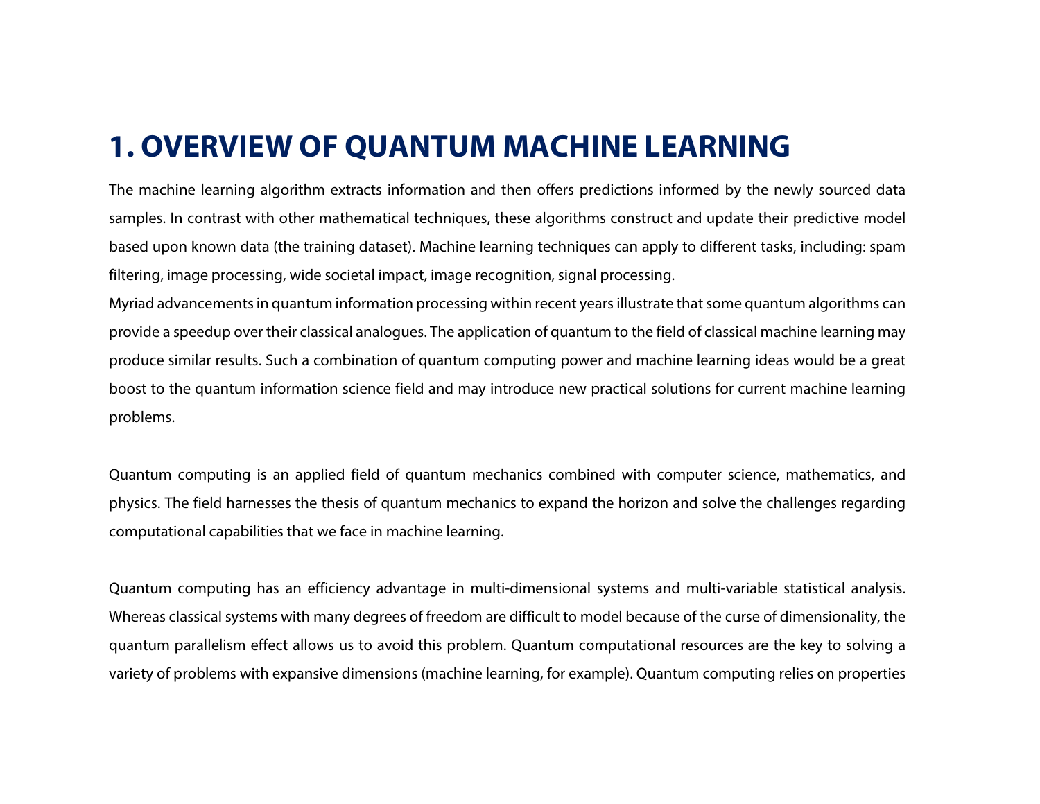# 1. OVERVIEW OF QUANTUM MACHINE LEARNING

The machine learning algorithm extracts information and then offers predictions informed by the newly sourced data samples. In contrast with other mathematical techniques, these algorithms construct and update their predictive model based upon known data (the training dataset). Machine learning techniques can apply to different tasks, including: spam filtering, image processing, wide societal impact, image recognition, signal processing.

Myriad advancements in quantum information processing within recent years illustrate that some quantum algorithms can provide a speedup over their classical analogues. The application of quantum to the field of classical machine learning may produce similar results. Such a combination of quantum computing power and machine learning ideas would be a great boost to the quantum information science field and may introduce new practical solutions for current machine learning problems.

Quantum computing is an applied field of quantum mechanics combined with computer science, mathematics, and physics. The field harnesses the thesis of quantum mechanics to expand the horizon and solve the challenges regarding computational capabilities that we face in machine learning.

Quantum computing has an efficiency advantage in multi-dimensional systems and multi-variable statistical analysis. Whereas classical systems with many degrees of freedom are difficult to model because of the curse of dimensionality, the quantum parallelism effect allows us to avoid this problem. Quantum computational resources are the key to solving a variety of problems with expansive dimensions (machine learning, for example). Quantum computing relies on properties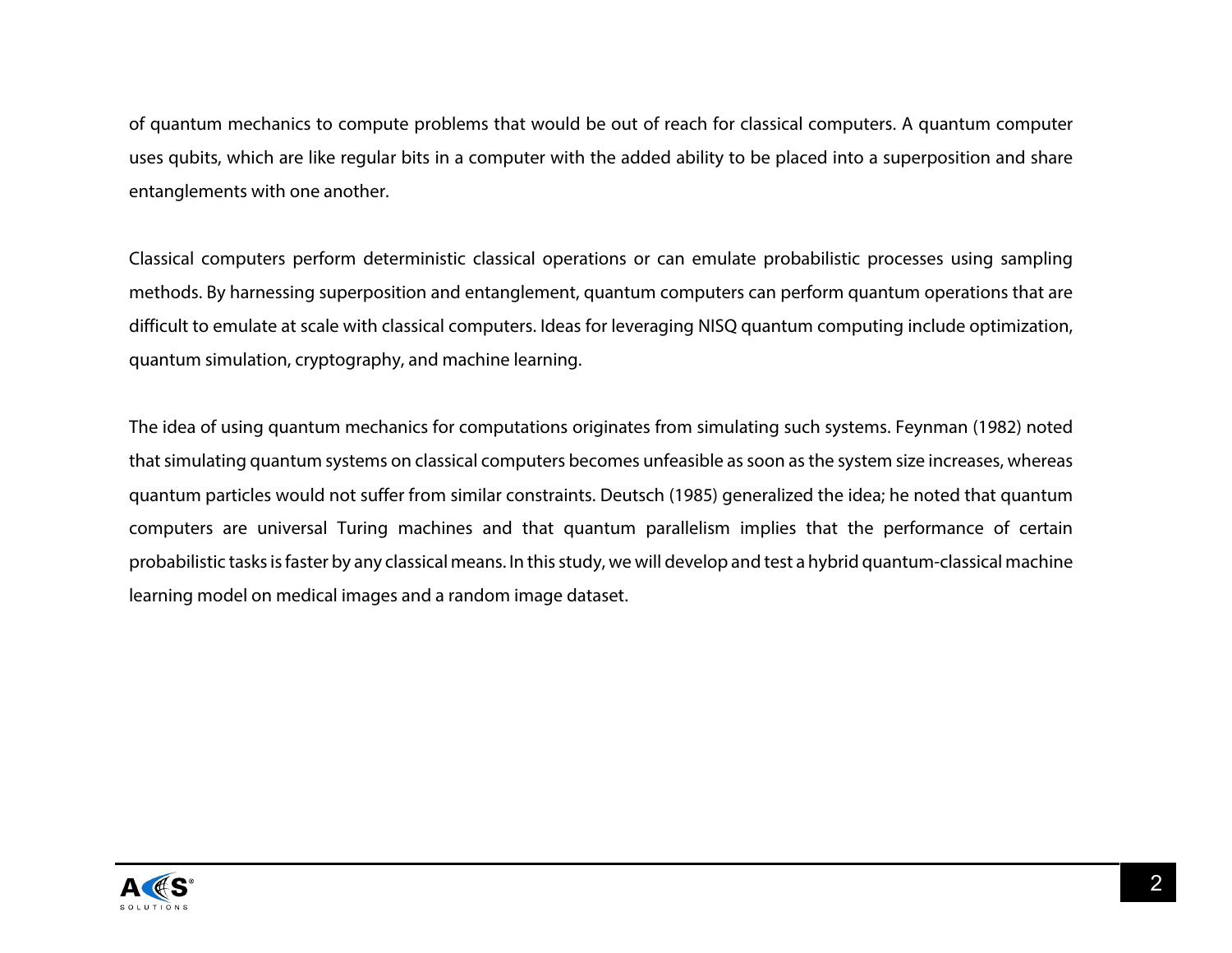of quantum mechanics to compute problems that would be out of reach for classical computers. A quantum computer uses qubits, which are like regular bits in a computer with the added ability to be placed into a superposition and share entanglements with one another.

Classical computers perform deterministic classical operations or can emulate probabilistic processes using sampling methods. By harnessing superposition and entanglement, quantum computers can perform quantum operations that are difficult to emulate at scale with classical computers. Ideas for leveraging NISQ quantum computing include optimization, quantum simulation, cryptography, and machine learning.

The idea of using quantum mechanics for computations originates from simulating such systems. Feynman (1982) noted that simulating quantum systems on classical computers becomes unfeasible as soon as the system size increases, whereas quantum particles would not suffer from similar constraints. Deutsch (1985) generalized the idea; he noted that quantum computers are universal Turing machines and that quantum parallelism implies that the performance of certain probabilistic tasks is faster by any classical means. In this study, we will develop and test a hybrid quantum-classical machine learning model on medical images and a random image dataset.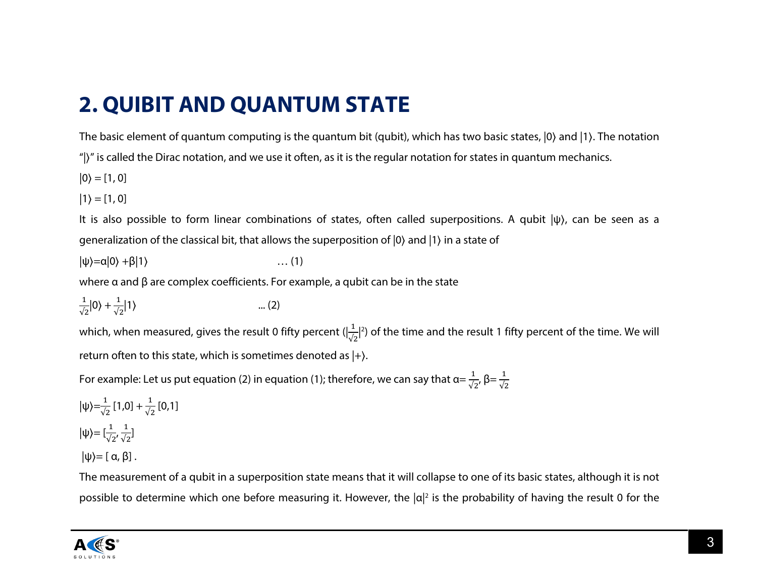# 2. QUIBIT AND QUANTUM STATE

The basic element of quantum computing is the quantum bit (qubit), which has two basic states, $|0\rangle$ and $|1\rangle$. The notation "$|\rangle$" is called the Dirac notation, and we use it often, as it is the regular notation for states in quantum mechanics.

$|0\rangle = [1, 0]$

$|1\rangle = [1, 0]$

It is also possible to form linear combinations of states, often called superpositions. A qubit $|\psi\rangle$, can be seen as a generalization of the classical bit, that allows the superposition of $|0\rangle$ and $|1\rangle$ in a state of

$$|\psi\rangle = \alpha|0\rangle + \beta|1\rangle \qquad \dots (1)$$

where α and β are complex coefficients. For example, a qubit can be in the state

$$\frac{1}{\sqrt{2}}|0\rangle + \frac{1}{\sqrt{2}}|1\rangle \qquad \dots (2)$$

which, when measured, gives the result 0 fifty percent ($|\frac{1}{\sqrt{2}}|^2$) of the time and the result 1 fifty percent of the time. We will return often to this state, which is sometimes denoted as $|+\rangle$.

For example: Let us put equation (2) in equation (1); therefore, we can say that $\alpha = \frac{1}{\sqrt{2}}$, $\beta = \frac{1}{\sqrt{2}}$

$|\psi\rangle = \frac{1}{\sqrt{2}}[1,0] + \frac{1}{\sqrt{2}}[0,1]$

$|\psi\rangle = [\frac{1}{\sqrt{2}}, \frac{1}{\sqrt{2}}]$

$|\psi\rangle = [\alpha, \beta]$ .

The measurement of a qubit in a superposition state means that it will collapse to one of its basic states, although it is not possible to determine which one before measuring it. However, the $|\alpha|^2$ is the probability of having the result 0 for the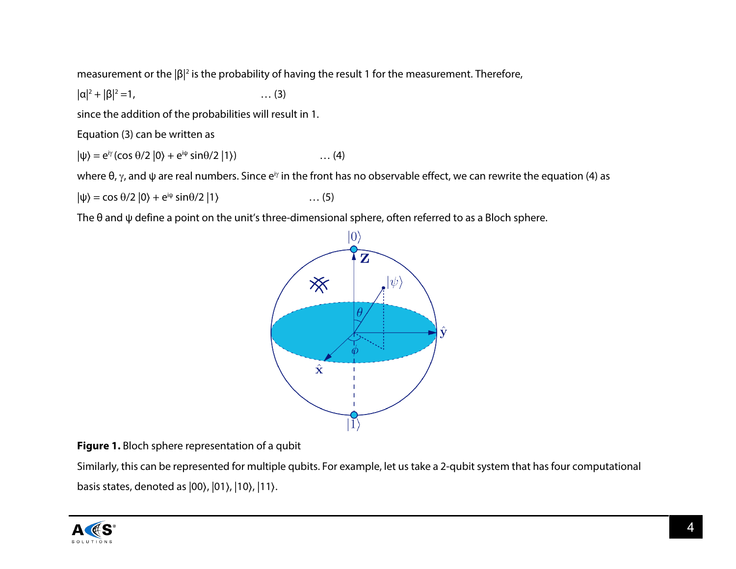measurement or the $|\beta|^2$ is the probability of having the result 1 for the measurement. Therefore,

$|\alpha|^2 + |\beta|^2 = 1$, … (3)

since the addition of the probabilities will result in 1.

Equation (3) can be written as

$|\psi\rangle = e^{i\gamma}(\cos \theta/2\, |0\rangle + e^{i\psi} \sin\theta/2\, |1\rangle)$ … (4)

where θ, γ, and ψ are real numbers. Since $e^{i\gamma}$ in the front has no observable effect, we can rewrite the equation (4) as

$|\psi\rangle = \cos \theta/2\, |0\rangle + e^{i\psi} \sin\theta/2\, |1\rangle$ … (5)

The θ and ψ define a point on the unit's three-dimensional sphere, often referred to as a Bloch sphere.

**Figure 1.** Bloch sphere representation of a qubit

Similarly, this can be represented for multiple qubits. For example, let us take a 2-qubit system that has four computational basis states, denoted as $|00\rangle$, $|01\rangle$, $|10\rangle$, $|11\rangle$.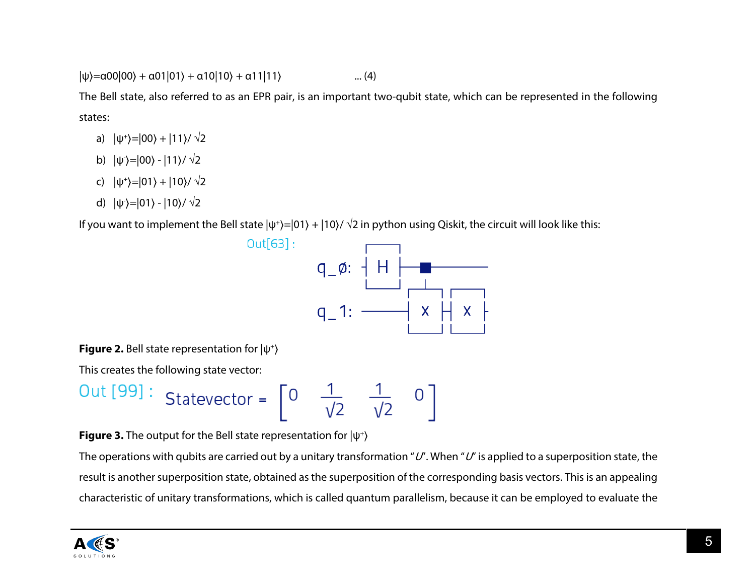$|\psi\rangle = \alpha_{00}|00\rangle + \alpha_{01}|01\rangle + \alpha_{10}|10\rangle + \alpha_{11}|11\rangle$ ... (4)

The Bell state, also referred to as an EPR pair, is an important two-qubit state, which can be represented in the following states:

a) $|\psi^+\rangle = |00\rangle + |11\rangle / \sqrt{2}$
b) $|\psi^-\rangle = |00\rangle - |11\rangle / \sqrt{2}$
c) $|\psi^+\rangle = |01\rangle + |10\rangle / \sqrt{2}$
d) $|\psi^-\rangle = |01\rangle - |10\rangle / \sqrt{2}$

If you want to implement the Bell state $|\psi^+\rangle = |01\rangle + |10\rangle / \sqrt{2}$ in python using Qiskit, the circuit will look like this:

```
Out[63]:
q_0: ┤ H ├──■────────
            ┌─┴─┐┌───┐
q_1: ───────┤ X ├┤ X ├
            └───┘└───┘
```

**Figure 2.** Bell state representation for $|\psi^+\rangle$

This creates the following state vector:

Out [99] : Statevector = $\begin{bmatrix} 0 & \frac{1}{\sqrt{2}} & \frac{1}{\sqrt{2}} & 0 \end{bmatrix}$

**Figure 3.** The output for the Bell state representation for $|\psi^+\rangle$

The operations with qubits are carried out by a unitary transformation "*U*". When "*U*" is applied to a superposition state, the result is another superposition state, obtained as the superposition of the corresponding basis vectors. This is an appealing characteristic of unitary transformations, which is called quantum parallelism, because it can be employed to evaluate the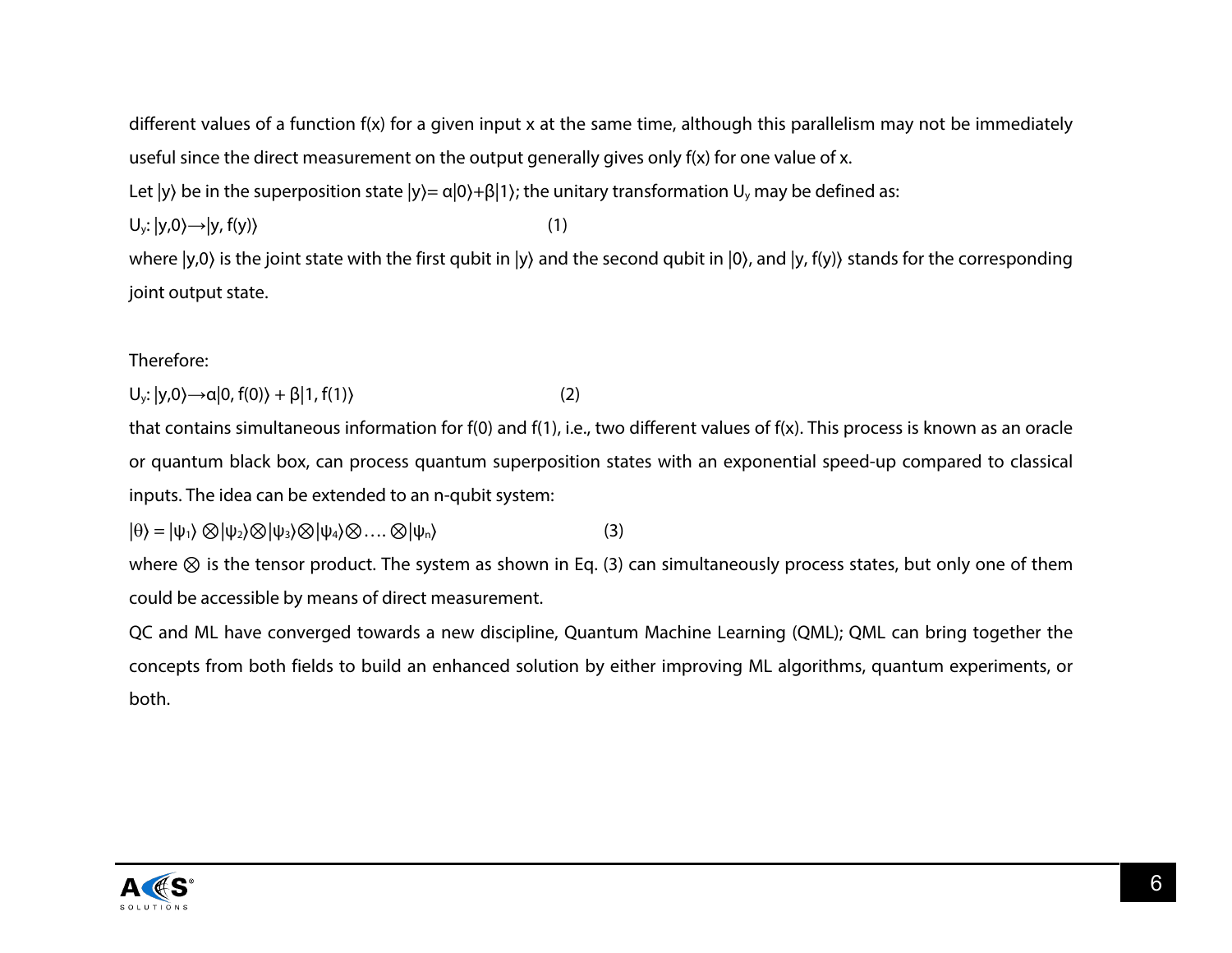different values of a function $f(x)$ for a given input $x$ at the same time, although this parallelism may not be immediately useful since the direct measurement on the output generally gives only $f(x)$ for one value of $x$.

Let $|y\rangle$ be in the superposition state $|y\rangle = \alpha|0\rangle + \beta|1\rangle$; the unitary transformation $U_y$ may be defined as:

$$U_y: |y,0\rangle \rightarrow |y, f(y)\rangle \qquad (1)$$

where $|y,0\rangle$ is the joint state with the first qubit in $|y\rangle$ and the second qubit in $|0\rangle$, and $|y, f(y)\rangle$ stands for the corresponding joint output state.

Therefore:

$$U_y: |y,0\rangle \rightarrow \alpha|0, f(0)\rangle + \beta|1, f(1)\rangle \qquad (2)$$

that contains simultaneous information for $f(0)$ and $f(1)$, i.e., two different values of $f(x)$. This process is known as an oracle or quantum black box, can process quantum superposition states with an exponential speed-up compared to classical inputs. The idea can be extended to an n-qubit system:

$$|\theta\rangle = |\psi_1\rangle \otimes |\psi_2\rangle \otimes |\psi_3\rangle \otimes |\psi_4\rangle \otimes \ldots \otimes |\psi_n\rangle \qquad (3)$$

where $\otimes$ is the tensor product. The system as shown in Eq. (3) can simultaneously process states, but only one of them could be accessible by means of direct measurement.

QC and ML have converged towards a new discipline, Quantum Machine Learning (QML); QML can bring together the concepts from both fields to build an enhanced solution by either improving ML algorithms, quantum experiments, or both.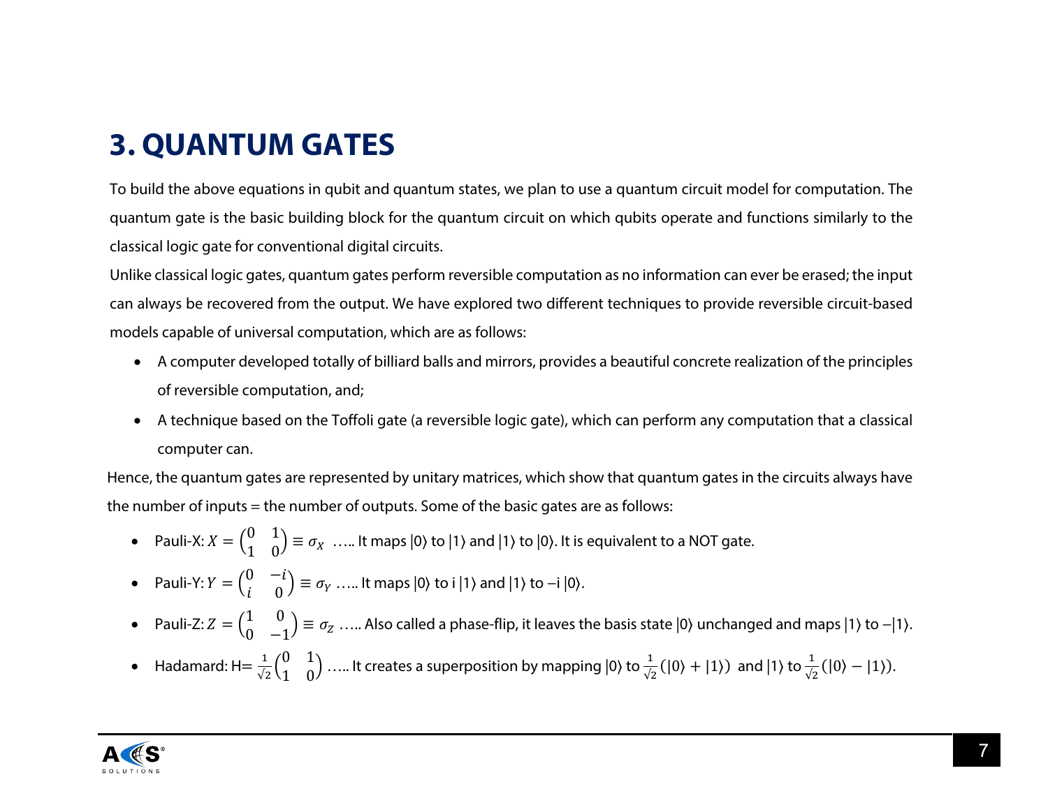# 3. QUANTUM GATES

To build the above equations in qubit and quantum states, we plan to use a quantum circuit model for computation. The quantum gate is the basic building block for the quantum circuit on which qubits operate and functions similarly to the classical logic gate for conventional digital circuits.

Unlike classical logic gates, quantum gates perform reversible computation as no information can ever be erased; the input can always be recovered from the output. We have explored two different techniques to provide reversible circuit-based models capable of universal computation, which are as follows:

- A computer developed totally of billiard balls and mirrors, provides a beautiful concrete realization of the principles of reversible computation, and;
- A technique based on the Toffoli gate (a reversible logic gate), which can perform any computation that a classical computer can.

Hence, the quantum gates are represented by unitary matrices, which show that quantum gates in the circuits always have the number of inputs = the number of outputs. Some of the basic gates are as follows:

- Pauli-X: $X = \begin{pmatrix} 0 & 1 \\ 1 & 0 \end{pmatrix} \equiv \sigma_X$ ….. It maps |0⟩ to |1⟩ and |1⟩ to |0⟩. It is equivalent to a NOT gate.
- Pauli-Y: $Y = \begin{pmatrix} 0 & -i \\ i & 0 \end{pmatrix} \equiv \sigma_Y$ ….. It maps |0⟩ to i |1⟩ and |1⟩ to –i |0⟩.
- Pauli-Z: $Z = \begin{pmatrix} 1 & 0 \\ 0 & -1 \end{pmatrix} \equiv \sigma_Z$ ….. Also called a phase-flip, it leaves the basis state |0⟩ unchanged and maps |1⟩ to –|1⟩.
- Hadamard: H= $\frac{1}{\sqrt{2}}\begin{pmatrix} 0 & 1 \\ 1 & 0 \end{pmatrix}$ ….. It creates a superposition by mapping |0⟩ to $\frac{1}{\sqrt{2}}(|0\rangle + |1\rangle)$ and |1⟩ to $\frac{1}{\sqrt{2}}(|0\rangle - |1\rangle)$.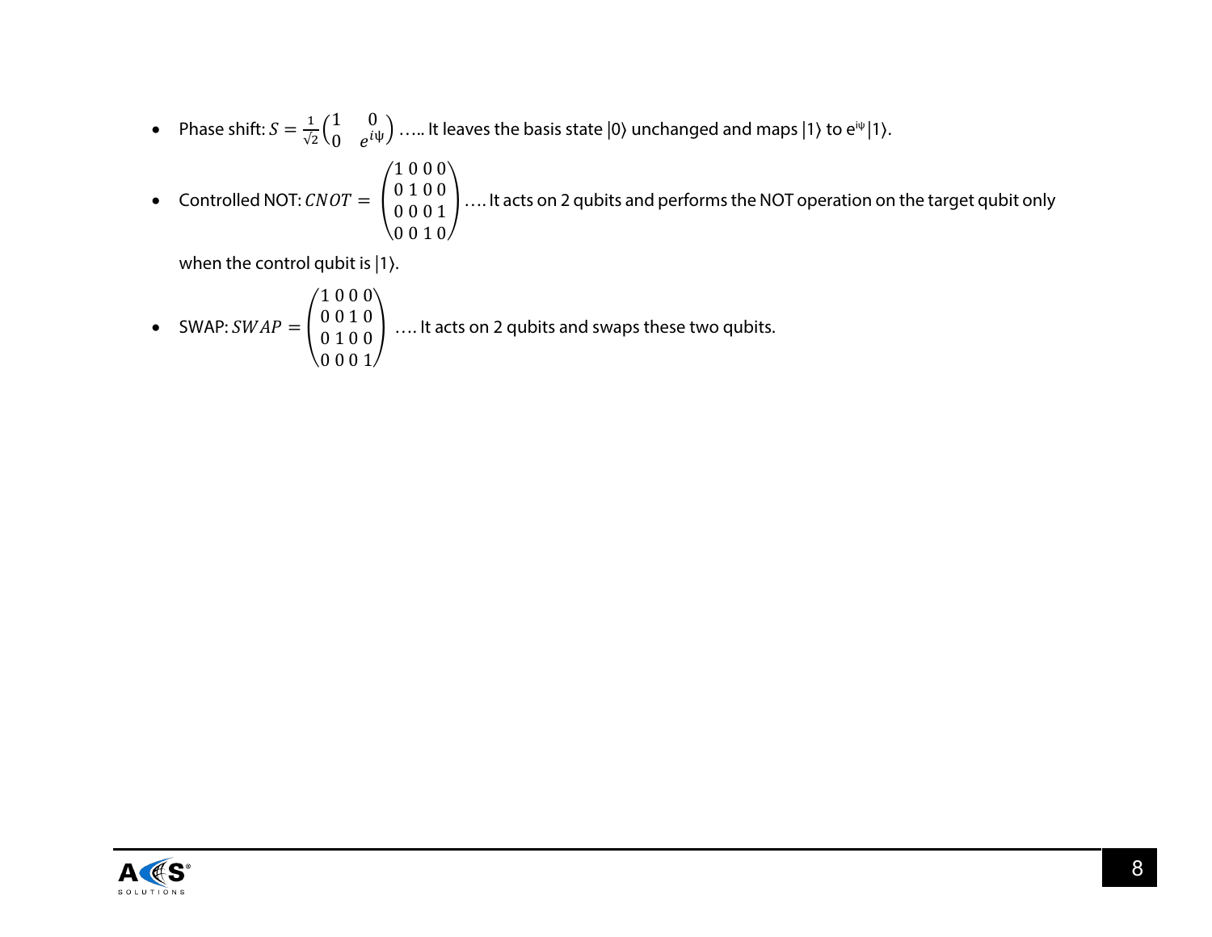- Phase shift: $S = \frac{1}{\sqrt{2}}\begin{pmatrix} 1 & 0 \\ 0 & e^{i\psi} \end{pmatrix}$ ….. It leaves the basis state |0⟩ unchanged and maps |1⟩ to $e^{i\psi}$|1⟩.

- Controlled NOT: $CNOT = \begin{pmatrix} 1 & 0 & 0 & 0 \\ 0 & 1 & 0 & 0 \\ 0 & 0 & 0 & 1 \\ 0 & 0 & 1 & 0 \end{pmatrix}$ …. It acts on 2 qubits and performs the NOT operation on the target qubit only when the control qubit is |1⟩.

- SWAP: $SWAP = \begin{pmatrix} 1 & 0 & 0 & 0 \\ 0 & 0 & 1 & 0 \\ 0 & 1 & 0 & 0 \\ 0 & 0 & 0 & 1 \end{pmatrix}$ …. It acts on 2 qubits and swaps these two qubits.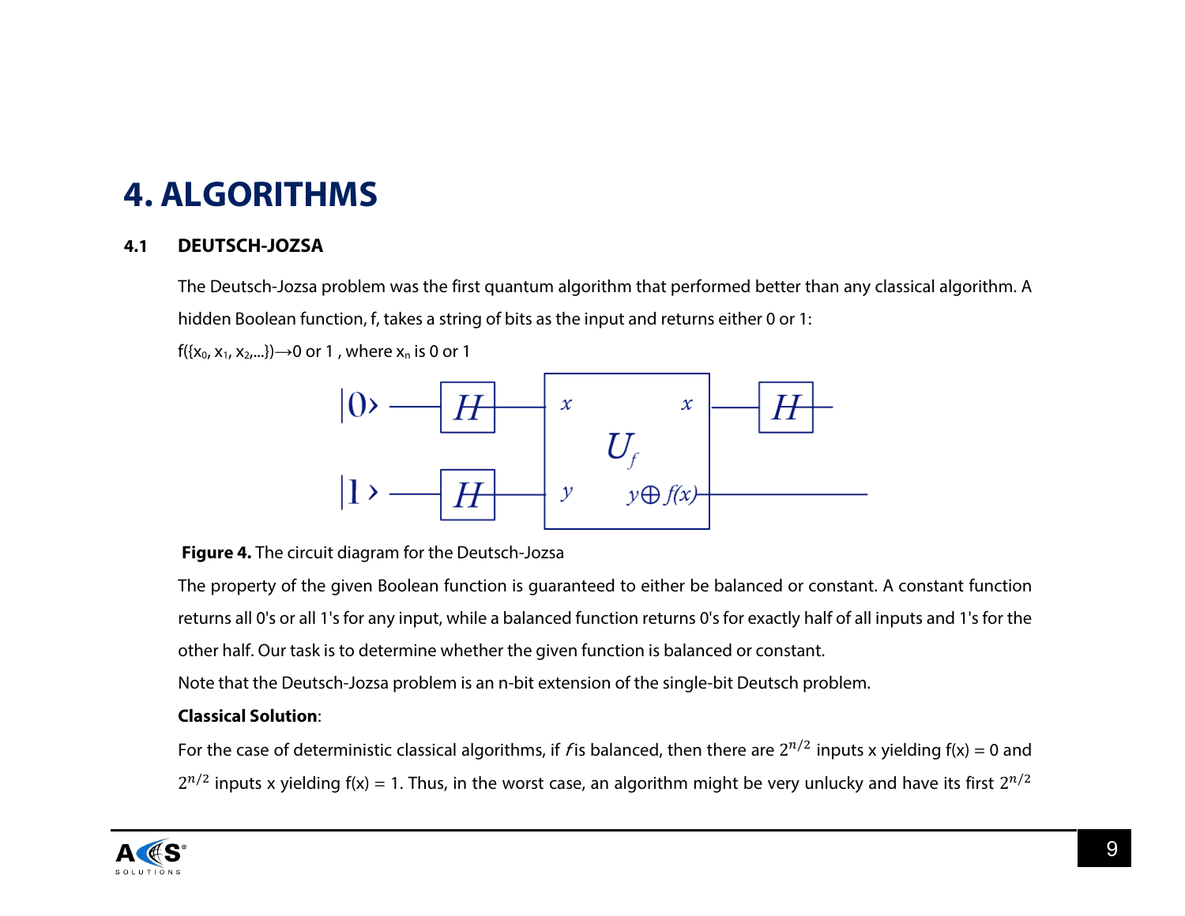# 4. ALGORITHMS

## 4.1 DEUTSCH-JOZSA

The Deutsch-Jozsa problem was the first quantum algorithm that performed better than any classical algorithm. A hidden Boolean function, f, takes a string of bits as the input and returns either 0 or 1:

f({$x_0$, $x_1$, $x_2$,...})⟶0 or 1 , where $x_n$ is 0 or 1

**Figure 4.** The circuit diagram for the Deutsch-Jozsa

The property of the given Boolean function is guaranteed to either be balanced or constant. A constant function returns all 0's or all 1's for any input, while a balanced function returns 0's for exactly half of all inputs and 1's for the other half. Our task is to determine whether the given function is balanced or constant.

Note that the Deutsch-Jozsa problem is an n-bit extension of the single-bit Deutsch problem.

**Classical Solution**:

For the case of deterministic classical algorithms, if *f* is balanced, then there are $2^{n/2}$ inputs x yielding f(x) = 0 and $2^{n/2}$ inputs x yielding f(x) = 1. Thus, in the worst case, an algorithm might be very unlucky and have its first $2^{n/2}$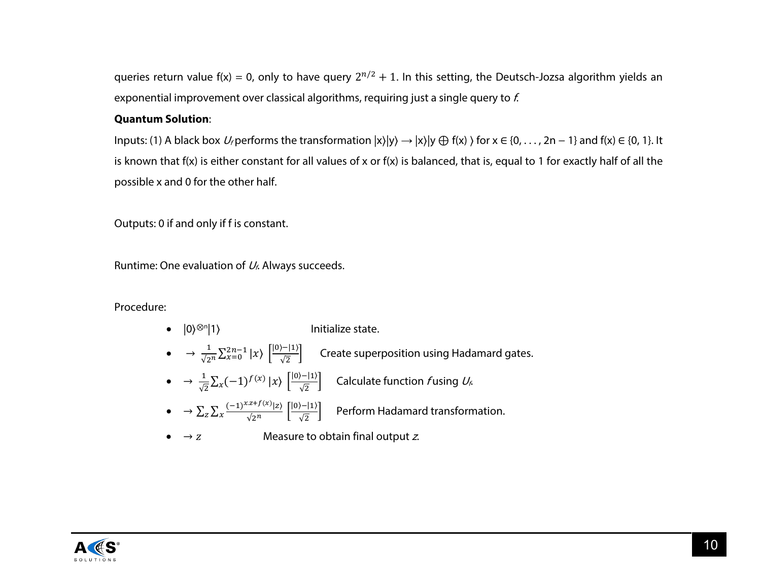queries return value f(x) = 0, only to have query $2^{n/2} + 1$. In this setting, the Deutsch-Jozsa algorithm yields an exponential improvement over classical algorithms, requiring just a single query to *f*.

**Quantum Solution**:

Inputs: (1) A black box $U_f$ performs the transformation $|x\rangle|y\rangle \rightarrow |x\rangle|y \oplus f(x)\rangle$ for $x \in \{0, \ldots, 2n - 1\}$ and $f(x) \in \{0, 1\}$. It is known that f(x) is either constant for all values of x or f(x) is balanced, that is, equal to 1 for exactly half of all the possible x and 0 for the other half.

Outputs: 0 if and only if f is constant.

Runtime: One evaluation of $U_f$. Always succeeds.

Procedure:

- $|0\rangle^{\otimes n}|1\rangle$ Initialize state.
- $\rightarrow \frac{1}{\sqrt{2^n}} \sum_{x=0}^{2n-1} |x\rangle \left[\frac{|0\rangle - |1\rangle}{\sqrt{2}}\right]$ Create superposition using Hadamard gates.
- $\rightarrow \frac{1}{\sqrt{2}} \sum_x (-1)^{f(x)} |x\rangle \left[\frac{|0\rangle - |1\rangle}{\sqrt{2}}\right]$ Calculate function *f* using $U_f$.
- $\rightarrow \sum_z \sum_x \frac{(-1)^{x.z+f(x)}|z\rangle}{\sqrt{2^n}} \left[\frac{|0\rangle - |1\rangle}{\sqrt{2}}\right]$ Perform Hadamard transformation.
- $\rightarrow z$ Measure to obtain final output *z*.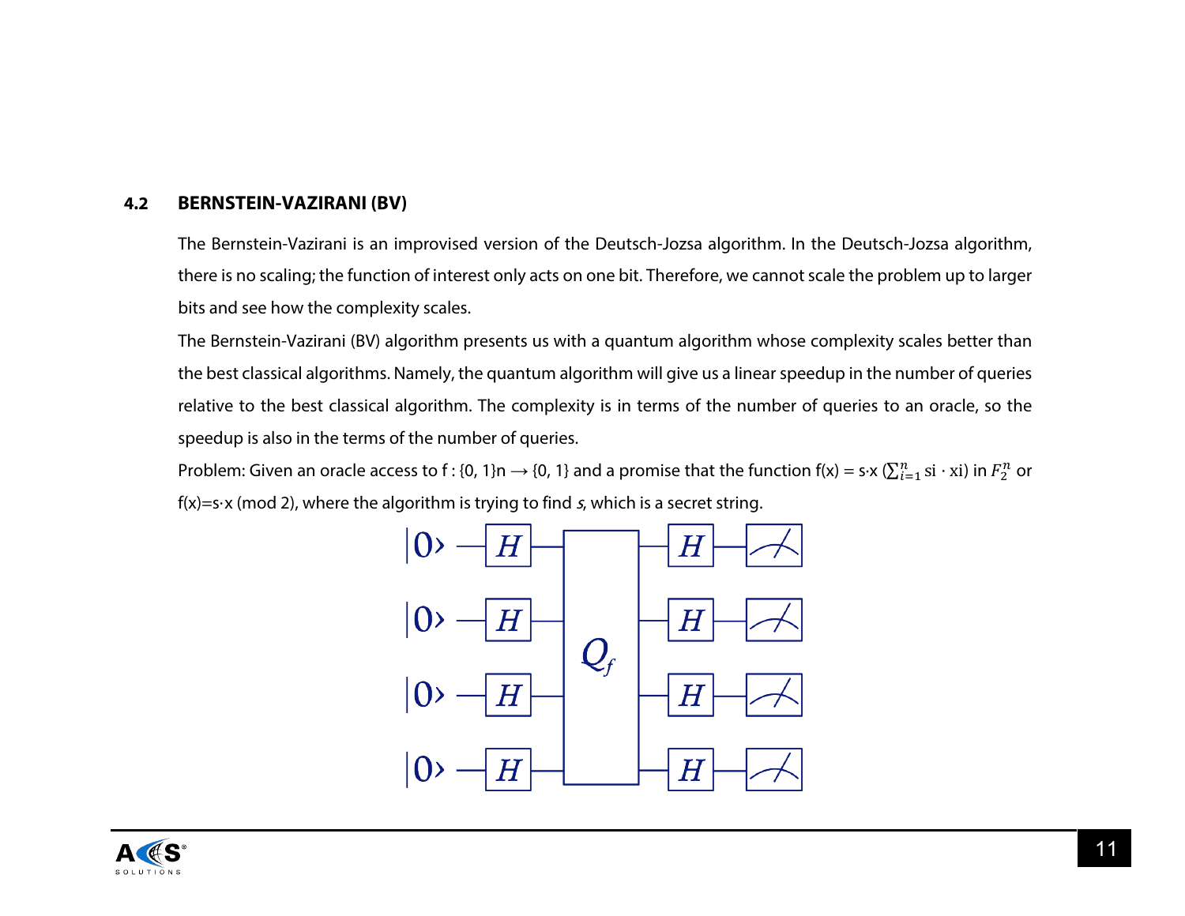## 4.2 BERNSTEIN-VAZIRANI (BV)

The Bernstein-Vazirani is an improvised version of the Deutsch-Jozsa algorithm. In the Deutsch-Jozsa algorithm, there is no scaling; the function of interest only acts on one bit. Therefore, we cannot scale the problem up to larger bits and see how the complexity scales.

The Bernstein-Vazirani (BV) algorithm presents us with a quantum algorithm whose complexity scales better than the best classical algorithms. Namely, the quantum algorithm will give us a linear speedup in the number of queries relative to the best classical algorithm. The complexity is in terms of the number of queries to an oracle, so the speedup is also in the terms of the number of queries.

Problem: Given an oracle access to f : {0, 1}n → {0, 1} and a promise that the function f(x) = s·x ($\sum_{i=1}^{n}$ si · xi) in $F_2^n$ or f(x)=s·x (mod 2), where the algorithm is trying to find *s*, which is a secret string.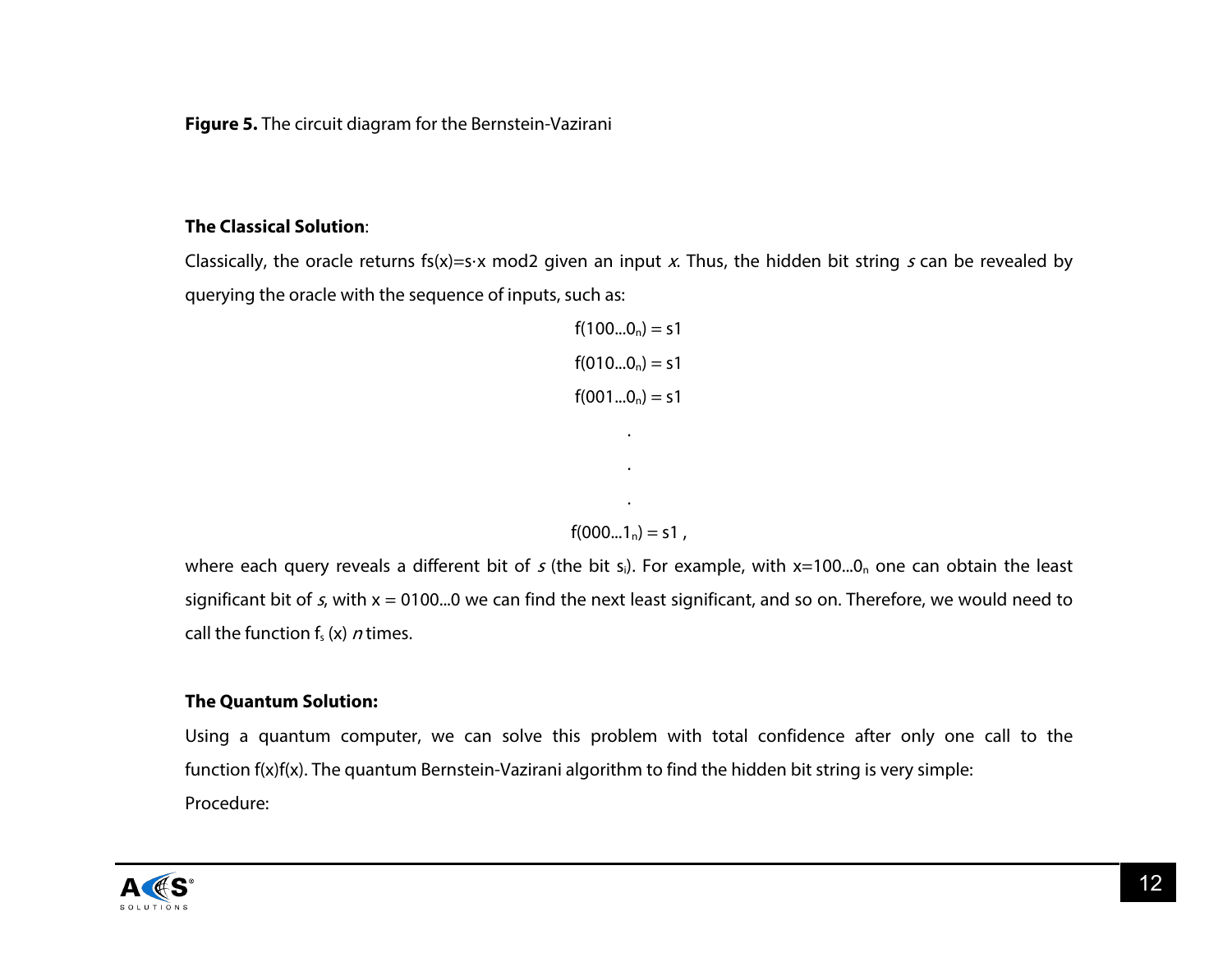**Figure 5.** The circuit diagram for the Bernstein-Vazirani

**The Classical Solution**:

Classically, the oracle returns fs(x)=s·x mod2 given an input *x*. Thus, the hidden bit string *s* can be revealed by querying the oracle with the sequence of inputs, such as:

$$f(100...0_n) = s1$$

$$f(010...0_n) = s1$$

$$f(001...0_n) = s1$$

$$\vdots$$

$$f(000...1_n) = s1\ ,$$

where each query reveals a different bit of *s* (the bit $s_i$). For example, with $x=100...0_n$ one can obtain the least significant bit of *s*, with x = 0100...0 we can find the next least significant, and so on. Therefore, we would need to call the function $f_s$ (x) *n* times.

**The Quantum Solution:**

Using a quantum computer, we can solve this problem with total confidence after only one call to the function f(x)f(x). The quantum Bernstein-Vazirani algorithm to find the hidden bit string is very simple:

Procedure: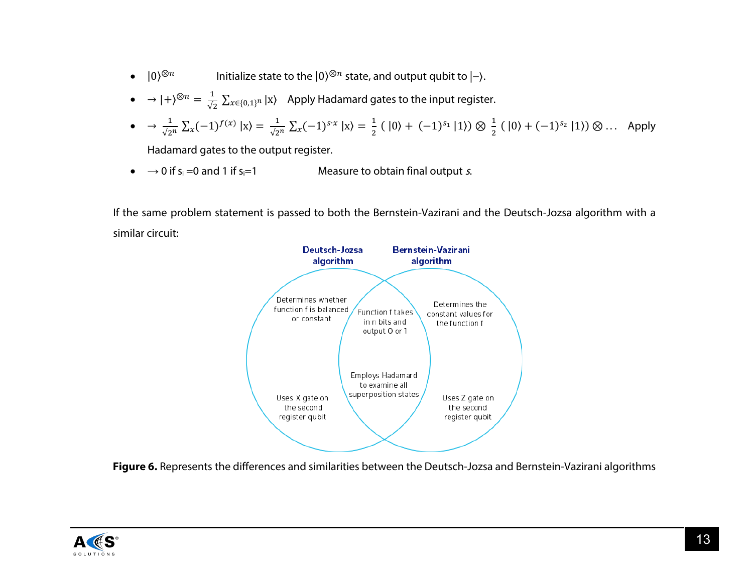- $|0\rangle^{\otimes n}$ Initialize state to the $|0\rangle^{\otimes n}$ state, and output qubit to $|-\rangle$.
- $\rightarrow |+\rangle^{\otimes n} = \frac{1}{\sqrt{2}} \sum_{x\in\{0,1\}^n} |x\rangle$ Apply Hadamard gates to the input register.
- $\rightarrow \frac{1}{\sqrt{2^n}} \sum_x (-1)^{f(x)} |x\rangle = \frac{1}{\sqrt{2^n}} \sum_x (-1)^{s\cdot x} |x\rangle = \frac{1}{2} \left( |0\rangle + (-1)^{s_1} |1\rangle \right) \otimes \frac{1}{2} \left( |0\rangle + (-1)^{s_2} |1\rangle \right) \otimes \ldots$ Apply Hadamard gates to the output register.
- $\rightarrow$ 0 if $s_i$ =0 and 1 if $s_i$=1 Measure to obtain final output *s*.

If the same problem statement is passed to both the Bernstein-Vazirani and the Deutsch-Jozsa algorithm with a similar circuit:

| Deutsch-Jozsa algorithm only | Both | Bernstein-Vazirani algorithm only |
|---|---|---|
| Determines whether function f is balanced or constant | Function f takes in n bits and output 0 or 1 | Determines the constant values for the function f |
| Uses X gate on the second register qubit | Employs Hadamard to examine all superposition states | Uses Z gate on the second register qubit |

**Figure 6.** Represents the differences and similarities between the Deutsch-Jozsa and Bernstein-Vazirani algorithms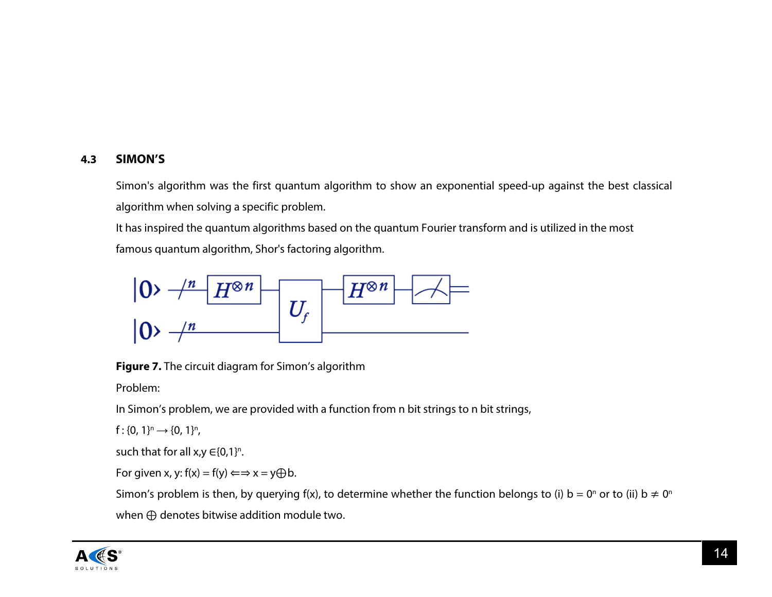## 4.3 SIMON'S

Simon's algorithm was the first quantum algorithm to show an exponential speed-up against the best classical algorithm when solving a specific problem.

It has inspired the quantum algorithms based on the quantum Fourier transform and is utilized in the most famous quantum algorithm, Shor's factoring algorithm.

**Figure 7.** The circuit diagram for Simon's algorithm

Problem:

In Simon's problem, we are provided with a function from n bit strings to n bit strings,

$f : \{0, 1\}^n \longrightarrow \{0, 1\}^n$,

such that for all $x,y \in \{0,1\}^n$.

For given x, y: $f(x) = f(y) \Longleftrightarrow x = y \oplus b$.

Simon's problem is then, by querying f(x), to determine whether the function belongs to (i) $b = 0^n$ or to (ii) $b \neq 0^n$ when $\oplus$ denotes bitwise addition module two.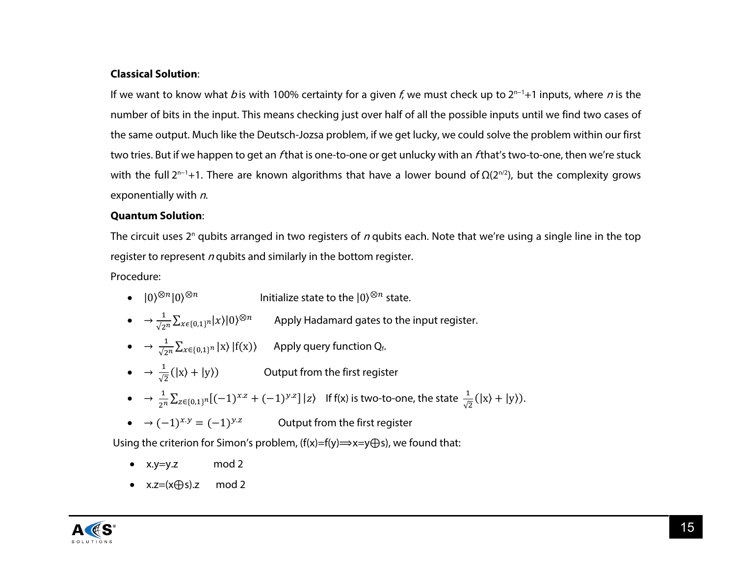**Classical Solution**:

If we want to know what *b* is with 100% certainty for a given *f*, we must check up to $2^{n-1}+1$ inputs, where *n* is the number of bits in the input. This means checking just over half of all the possible inputs until we find two cases of the same output. Much like the Deutsch-Jozsa problem, if we get lucky, we could solve the problem within our first two tries. But if we happen to get an *f* that is one-to-one or get unlucky with an *f* that's two-to-one, then we're stuck with the full $2^{n-1}+1$. There are known algorithms that have a lower bound of $\Omega(2^{n/2})$, but the complexity grows exponentially with *n*.

**Quantum Solution**:

The circuit uses $2^n$ qubits arranged in two registers of *n* qubits each. Note that we're using a single line in the top register to represent *n* qubits and similarly in the bottom register.

Procedure:

- $|0\rangle^{\otimes n}|0\rangle^{\otimes n}$ Initialize state to the $|0\rangle^{\otimes n}$ state.
- $\rightarrow \frac{1}{\sqrt{2^n}}\sum_{x\epsilon\{0,1\}^n}|x\rangle|0\rangle^{\otimes n}$ Apply Hadamard gates to the input register.
- $\rightarrow \frac{1}{\sqrt{2^n}}\sum_{x\in\{0,1\}^n}|x\rangle\,|f(x)\rangle$ Apply query function $Q_f$.
- $\rightarrow \frac{1}{\sqrt{2}}(|x\rangle + |y\rangle)$ Output from the first register
- $\rightarrow \frac{1}{2^n}\sum_{z\in\{0,1\}^n}[(-1)^{x.z} + (-1)^{y.z}]\,|z\rangle$ If f(x) is two-to-one, the state $\frac{1}{\sqrt{2}}(|x\rangle + |y\rangle)$.
- $\rightarrow (-1)^{x.y} = (-1)^{y.z}$ Output from the first register

Using the criterion for Simon's problem, ($f(x)=f(y) \Longrightarrow x=y\oplus s$), we found that:

- $x.y=y.z \mod 2$
- $x.z=(x\oplus s).z \mod 2$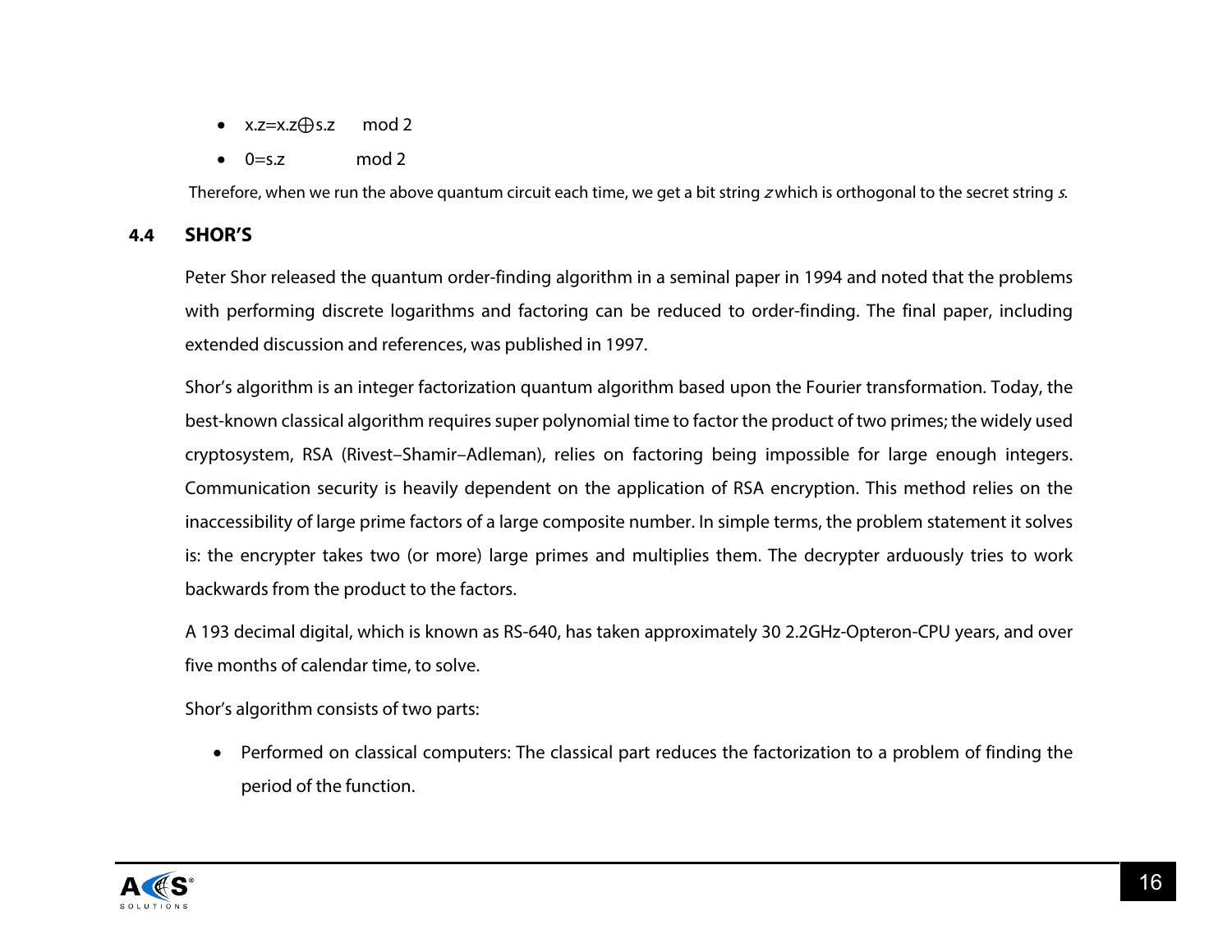- $x.z = x.z \oplus s.z \quad \text{mod } 2$
- $0 = s.z \quad \text{mod } 2$

Therefore, when we run the above quantum circuit each time, we get a bit string *z* which is orthogonal to the secret string *s*.

## 4.4 SHOR'S

Peter Shor released the quantum order-finding algorithm in a seminal paper in 1994 and noted that the problems with performing discrete logarithms and factoring can be reduced to order-finding. The final paper, including extended discussion and references, was published in 1997.

Shor's algorithm is an integer factorization quantum algorithm based upon the Fourier transformation. Today, the best-known classical algorithm requires super polynomial time to factor the product of two primes; the widely used cryptosystem, RSA (Rivest–Shamir–Adleman), relies on factoring being impossible for large enough integers. Communication security is heavily dependent on the application of RSA encryption. This method relies on the inaccessibility of large prime factors of a large composite number. In simple terms, the problem statement it solves is: the encrypter takes two (or more) large primes and multiplies them. The decrypter arduously tries to work backwards from the product to the factors.

A 193 decimal digital, which is known as RS-640, has taken approximately 30 2.2GHz-Opteron-CPU years, and over five months of calendar time, to solve.

Shor's algorithm consists of two parts:

- Performed on classical computers: The classical part reduces the factorization to a problem of finding the period of the function.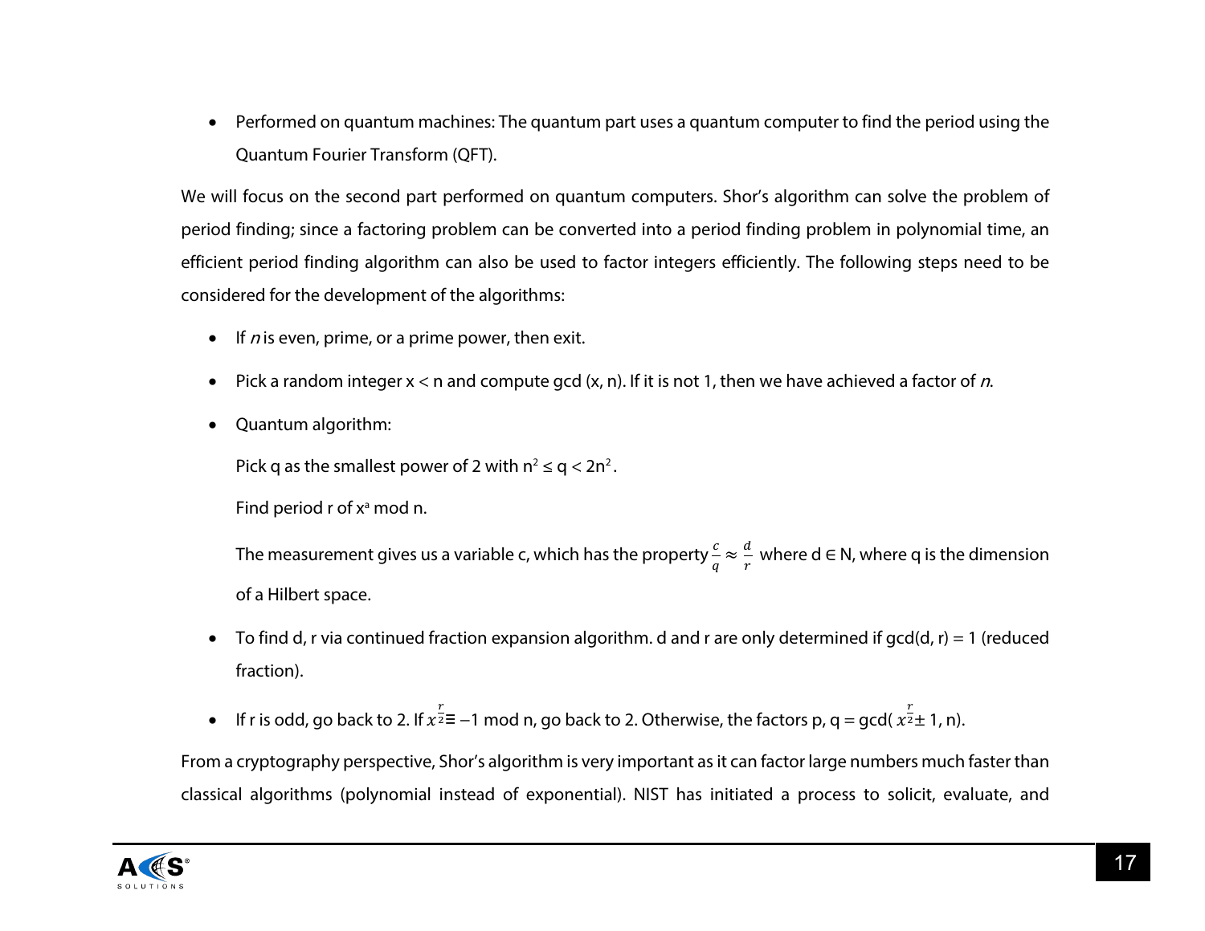- Performed on quantum machines: The quantum part uses a quantum computer to find the period using the Quantum Fourier Transform (QFT).

We will focus on the second part performed on quantum computers. Shor's algorithm can solve the problem of period finding; since a factoring problem can be converted into a period finding problem in polynomial time, an efficient period finding algorithm can also be used to factor integers efficiently. The following steps need to be considered for the development of the algorithms:

- If $n$ is even, prime, or a prime power, then exit.
- Pick a random integer x < n and compute gcd (x, n). If it is not 1, then we have achieved a factor of $n$.
- Quantum algorithm:

  Pick q as the smallest power of 2 with $n^2 \leq q < 2n^2$.

  Find period r of $x^a$ mod n.

  The measurement gives us a variable c, which has the property $\frac{c}{q} \approx \frac{d}{r}$ where d ∈ N, where q is the dimension of a Hilbert space.

- To find d, r via continued fraction expansion algorithm. d and r are only determined if gcd(d, r) = 1 (reduced fraction).
- If r is odd, go back to 2. If $x^{\frac{r}{2}} \equiv -1$ mod n, go back to 2. Otherwise, the factors p, q = gcd( $x^{\frac{r}{2}} \pm 1$, n).

From a cryptography perspective, Shor's algorithm is very important as it can factor large numbers much faster than classical algorithms (polynomial instead of exponential). NIST has initiated a process to solicit, evaluate, and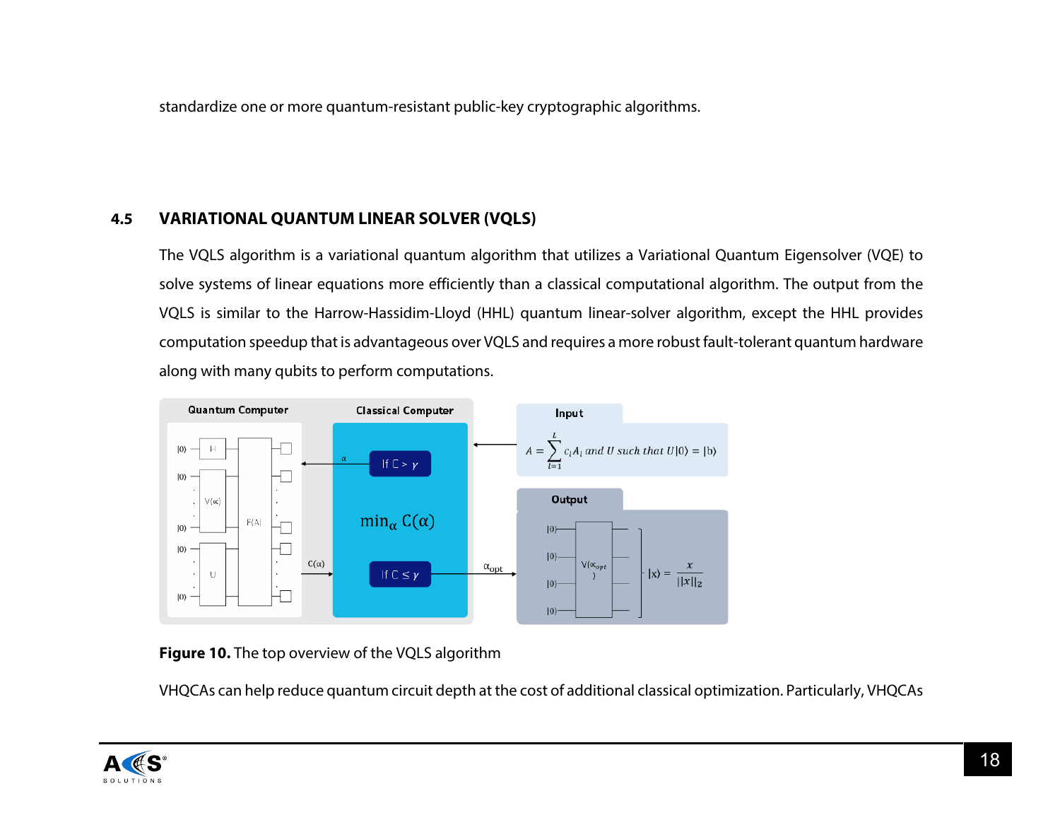standardize one or more quantum-resistant public-key cryptographic algorithms.

## 4.5 VARIATIONAL QUANTUM LINEAR SOLVER (VQLS)

The VQLS algorithm is a variational quantum algorithm that utilizes a Variational Quantum Eigensolver (VQE) to solve systems of linear equations more efficiently than a classical computational algorithm. The output from the VQLS is similar to the Harrow-Hassidim-Lloyd (HHL) quantum linear-solver algorithm, except the HHL provides computation speedup that is advantageous over VQLS and requires a more robust fault-tolerant quantum hardware along with many qubits to perform computations.

**Figure 10.** The top overview of the VQLS algorithm

VHQCAs can help reduce quantum circuit depth at the cost of additional classical optimization. Particularly, VHQCAs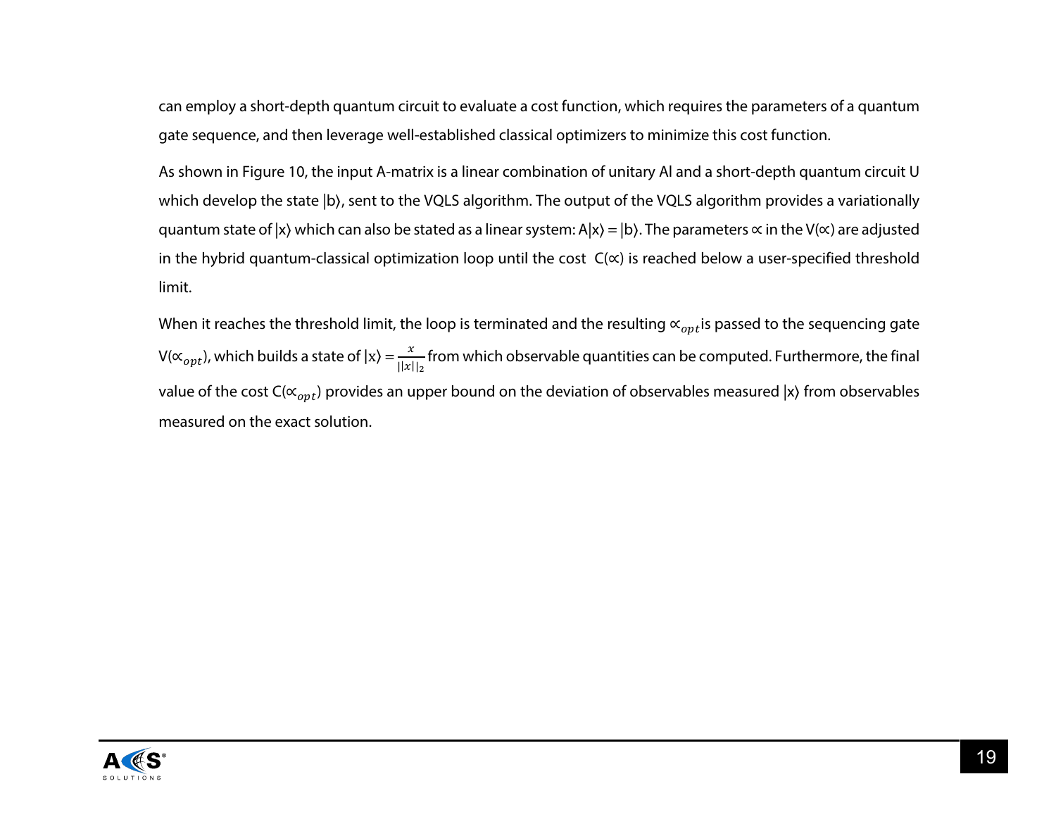can employ a short-depth quantum circuit to evaluate a cost function, which requires the parameters of a quantum gate sequence, and then leverage well-established classical optimizers to minimize this cost function.

As shown in Figure 10, the input A-matrix is a linear combination of unitary Al and a short-depth quantum circuit U which develop the state |b⟩, sent to the VQLS algorithm. The output of the VQLS algorithm provides a variationally quantum state of |x⟩ which can also be stated as a linear system: A|x⟩ = |b⟩. The parameters ∝ in the V(∝) are adjusted in the hybrid quantum-classical optimization loop until the cost C(∝) is reached below a user-specified threshold limit.

When it reaches the threshold limit, the loop is terminated and the resulting $\propto_{opt}$ is passed to the sequencing gate V($\propto_{opt}$), which builds a state of $|x\rangle = \frac{x}{||x||_2}$ from which observable quantities can be computed. Furthermore, the final value of the cost C($\propto_{opt}$) provides an upper bound on the deviation of observables measured |x⟩ from observables measured on the exact solution.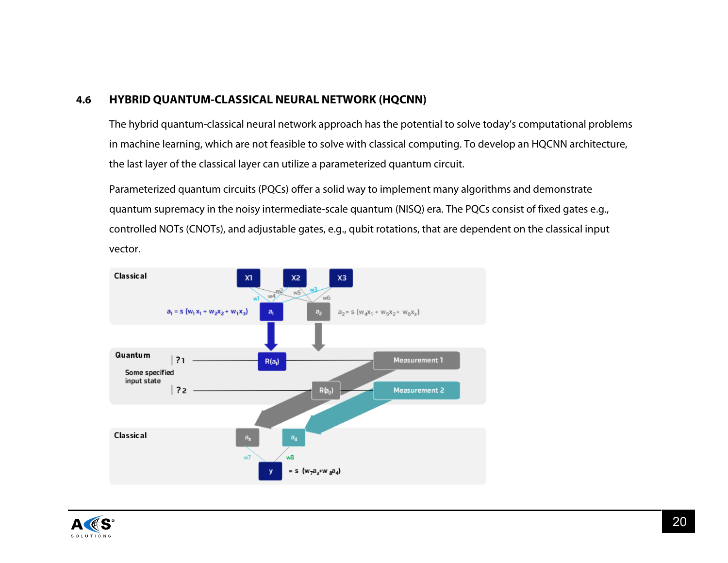## 4.6 HYBRID QUANTUM-CLASSICAL NEURAL NETWORK (HQCNN)

The hybrid quantum-classical neural network approach has the potential to solve today's computational problems in machine learning, which are not feasible to solve with classical computing. To develop an HQCNN architecture, the last layer of the classical layer can utilize a parameterized quantum circuit.

Parameterized quantum circuits (PQCs) offer a solid way to implement many algorithms and demonstrate quantum supremacy in the noisy intermediate-scale quantum (NISQ) era. The PQCs consist of fixed gates e.g., controlled NOTs (CNOTs), and adjustable gates, e.g., qubit rotations, that are dependent on the classical input vector.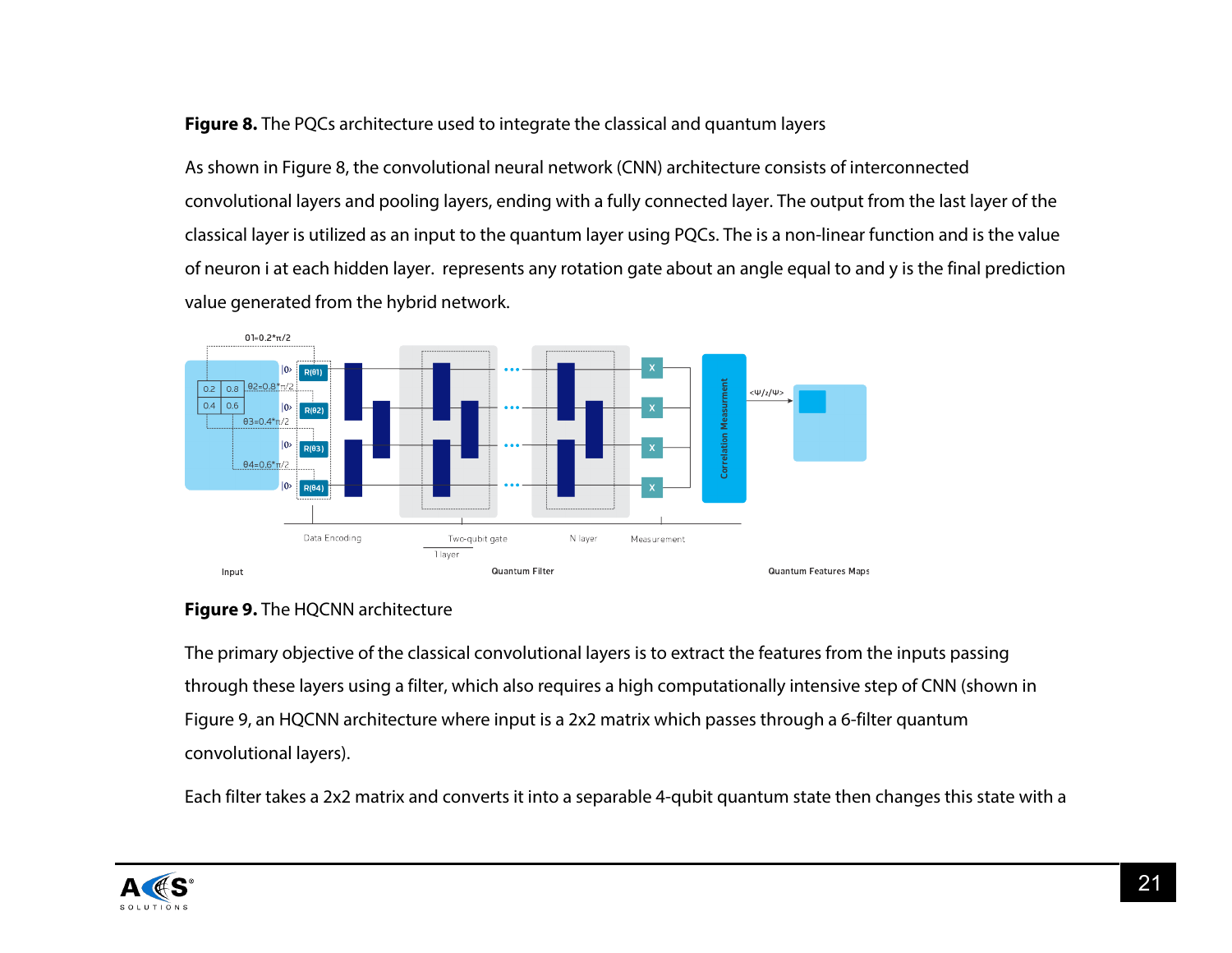**Figure 8.** The PQCs architecture used to integrate the classical and quantum layers

As shown in Figure 8, the convolutional neural network (CNN) architecture consists of interconnected convolutional layers and pooling layers, ending with a fully connected layer. The output from the last layer of the classical layer is utilized as an input to the quantum layer using PQCs. The is a non-linear function and is the value of neuron i at each hidden layer.  represents any rotation gate about an angle equal to and y is the final prediction value generated from the hybrid network.

**Figure 9.** The HQCNN architecture

The primary objective of the classical convolutional layers is to extract the features from the inputs passing through these layers using a filter, which also requires a high computationally intensive step of CNN (shown in Figure 9, an HQCNN architecture where input is a 2x2 matrix which passes through a 6-filter quantum convolutional layers).

Each filter takes a 2x2 matrix and converts it into a separable 4-qubit quantum state then changes this state with a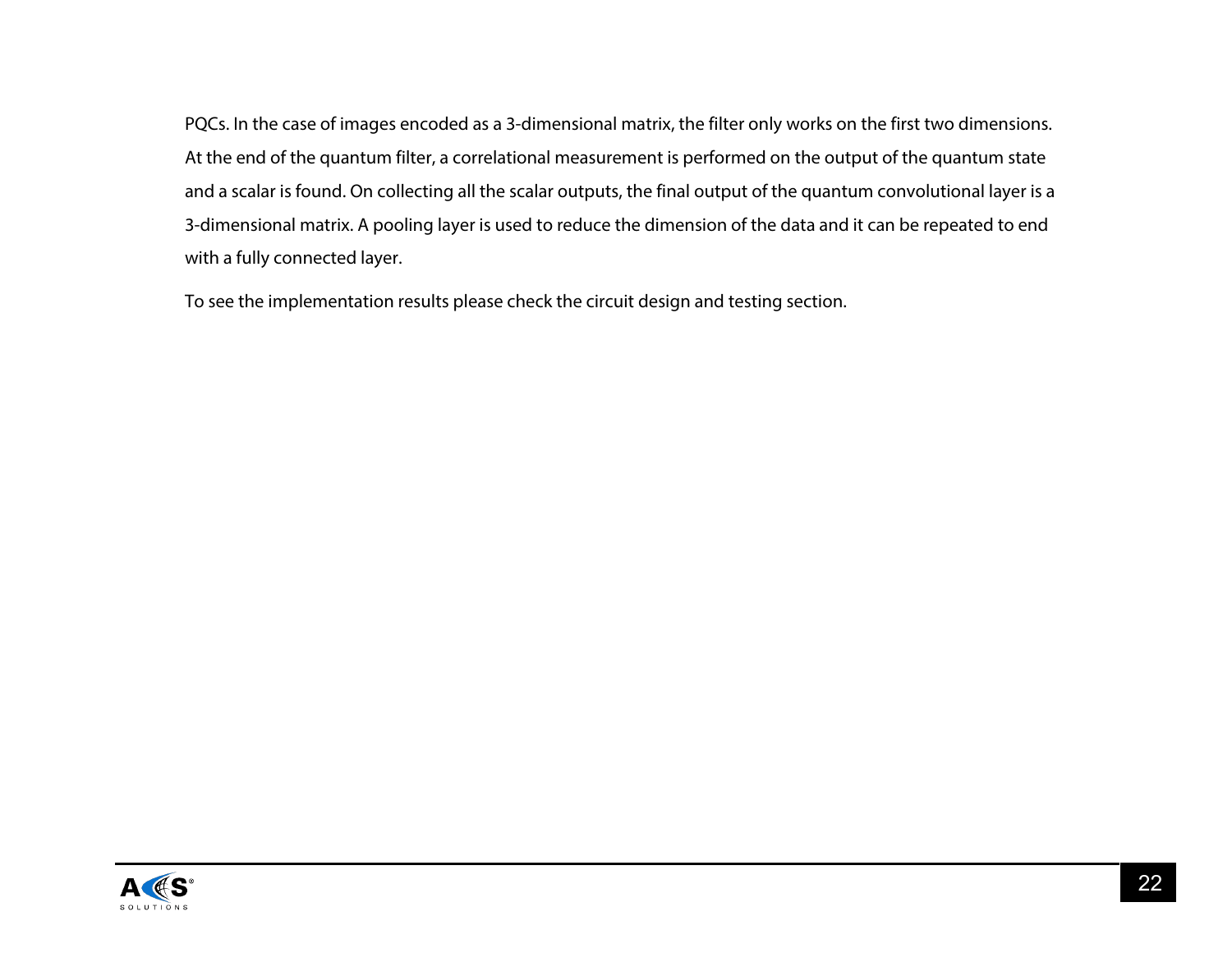PQCs. In the case of images encoded as a 3-dimensional matrix, the filter only works on the first two dimensions. At the end of the quantum filter, a correlational measurement is performed on the output of the quantum state and a scalar is found. On collecting all the scalar outputs, the final output of the quantum convolutional layer is a 3-dimensional matrix. A pooling layer is used to reduce the dimension of the data and it can be repeated to end with a fully connected layer.

To see the implementation results please check the circuit design and testing section.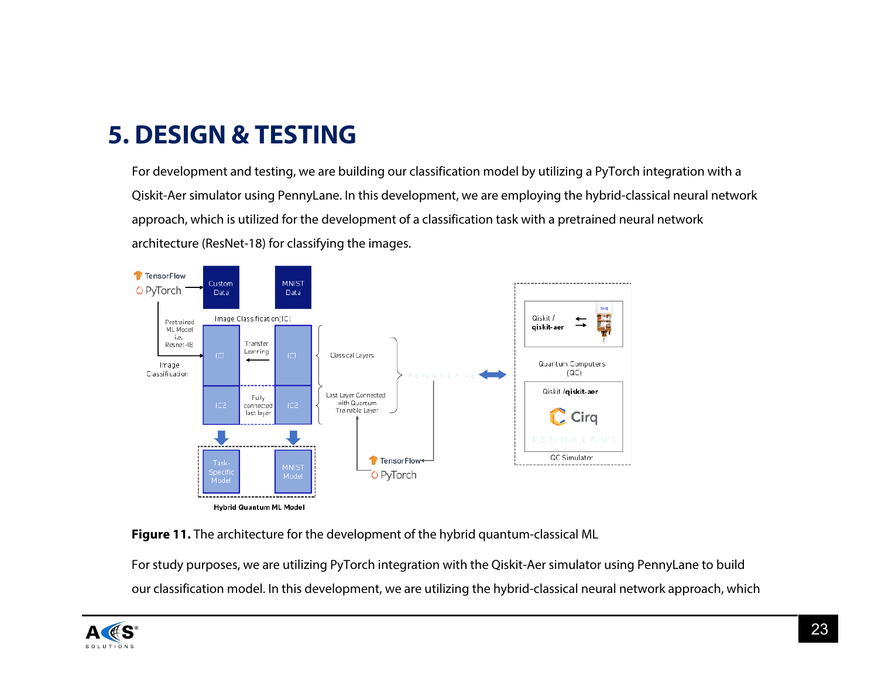# 5. DESIGN & TESTING

For development and testing, we are building our classification model by utilizing a PyTorch integration with a Qiskit-Aer simulator using PennyLane. In this development, we are employing the hybrid-classical neural network approach, which is utilized for the development of a classification task with a pretrained neural network architecture (ResNet-18) for classifying the images.

**Figure 11.** The architecture for the development of the hybrid quantum-classical ML

For study purposes, we are utilizing PyTorch integration with the Qiskit-Aer simulator using PennyLane to build our classification model. In this development, we are utilizing the hybrid-classical neural network approach, which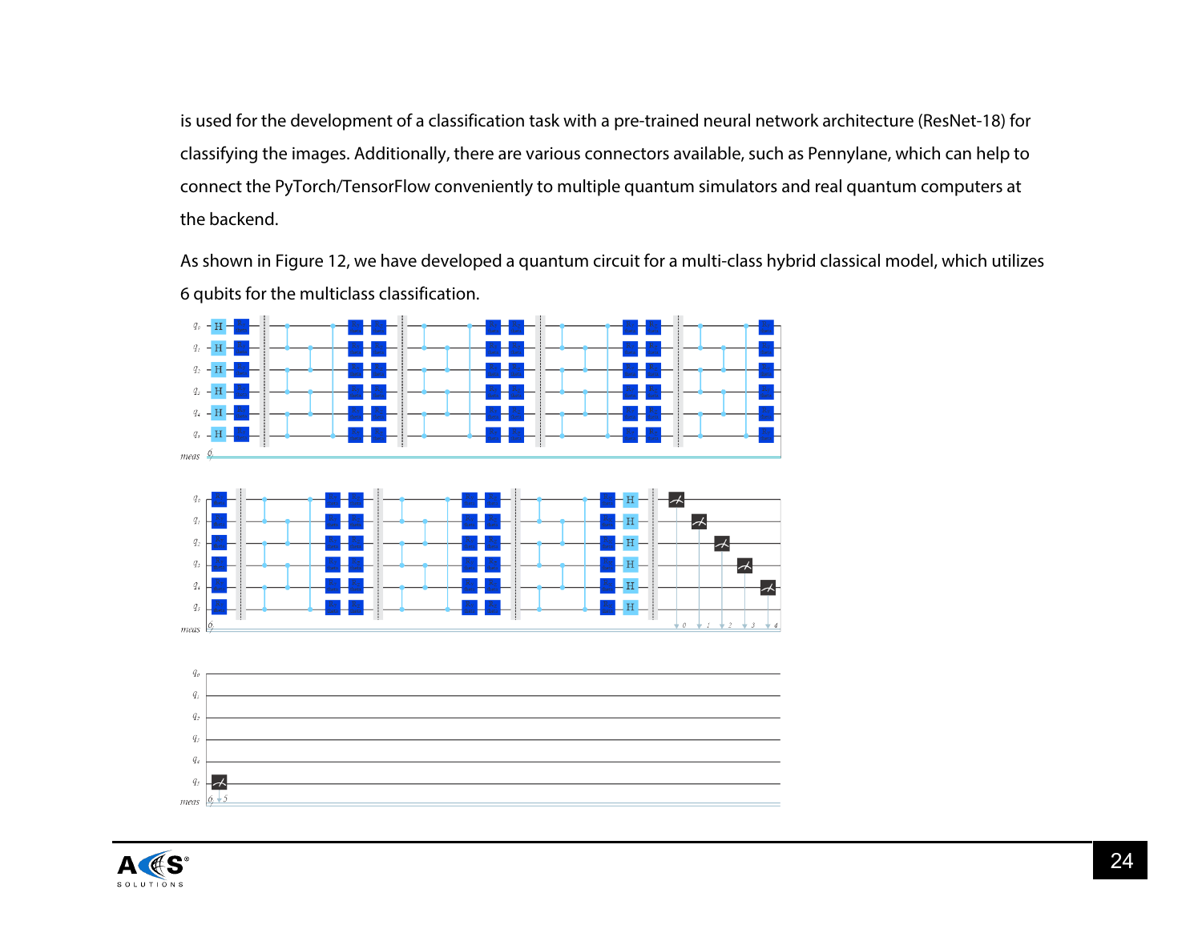is used for the development of a classification task with a pre-trained neural network architecture (ResNet-18) for classifying the images. Additionally, there are various connectors available, such as Pennylane, which can help to connect the PyTorch/TensorFlow conveniently to multiple quantum simulators and real quantum computers at the backend.

As shown in Figure 12, we have developed a quantum circuit for a multi-class hybrid classical model, which utilizes 6 qubits for the multiclass classification.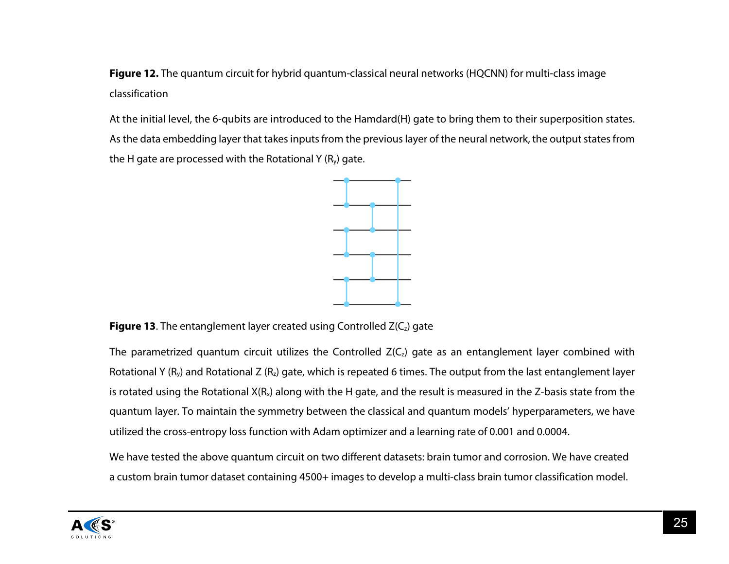**Figure 12.** The quantum circuit for hybrid quantum-classical neural networks (HQCNN) for multi-class image classification

At the initial level, the 6-qubits are introduced to the Hamdard(H) gate to bring them to their superposition states. As the data embedding layer that takes inputs from the previous layer of the neural network, the output states from the H gate are processed with the Rotational Y ($R_y$) gate.

**Figure 13**. The entanglement layer created using Controlled Z($C_z$) gate

The parametrized quantum circuit utilizes the Controlled Z($C_z$) gate as an entanglement layer combined with Rotational Y ($R_y$) and Rotational Z ($R_z$) gate, which is repeated 6 times. The output from the last entanglement layer is rotated using the Rotational X($R_x$) along with the H gate, and the result is measured in the Z-basis state from the quantum layer. To maintain the symmetry between the classical and quantum models' hyperparameters, we have utilized the cross-entropy loss function with Adam optimizer and a learning rate of 0.001 and 0.0004.

We have tested the above quantum circuit on two different datasets: brain tumor and corrosion. We have created a custom brain tumor dataset containing 4500+ images to develop a multi-class brain tumor classification model.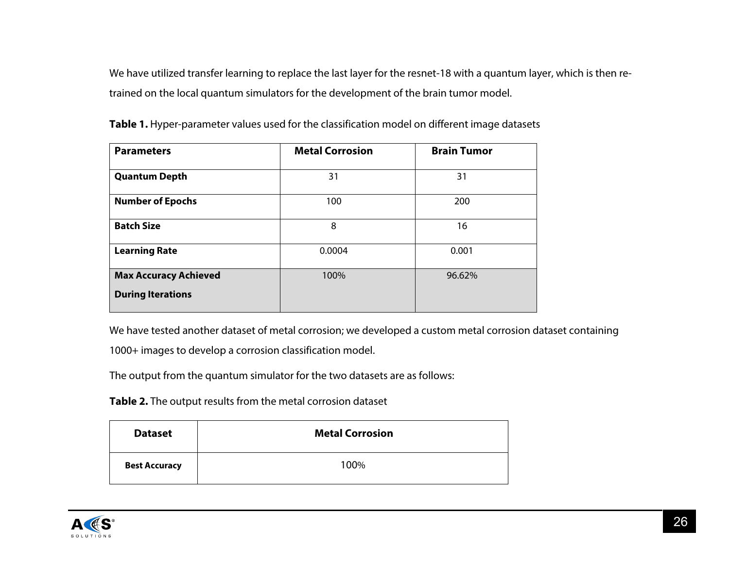We have utilized transfer learning to replace the last layer for the resnet-18 with a quantum layer, which is then re-trained on the local quantum simulators for the development of the brain tumor model.

**Table 1.** Hyper-parameter values used for the classification model on different image datasets

| Parameters | Metal Corrosion | Brain Tumor |
|---|---|---|
| **Quantum Depth** | 31 | 31 |
| **Number of Epochs** | 100 | 200 |
| **Batch Size** | 8 | 16 |
| **Learning Rate** | 0.0004 | 0.001 |
| **Max Accuracy Achieved During Iterations** | 100% | 96.62% |

We have tested another dataset of metal corrosion; we developed a custom metal corrosion dataset containing 1000+ images to develop a corrosion classification model.

The output from the quantum simulator for the two datasets are as follows:

**Table 2.** The output results from the metal corrosion dataset

| Dataset | Metal Corrosion |
|---|---|
| **Best Accuracy** | 100% |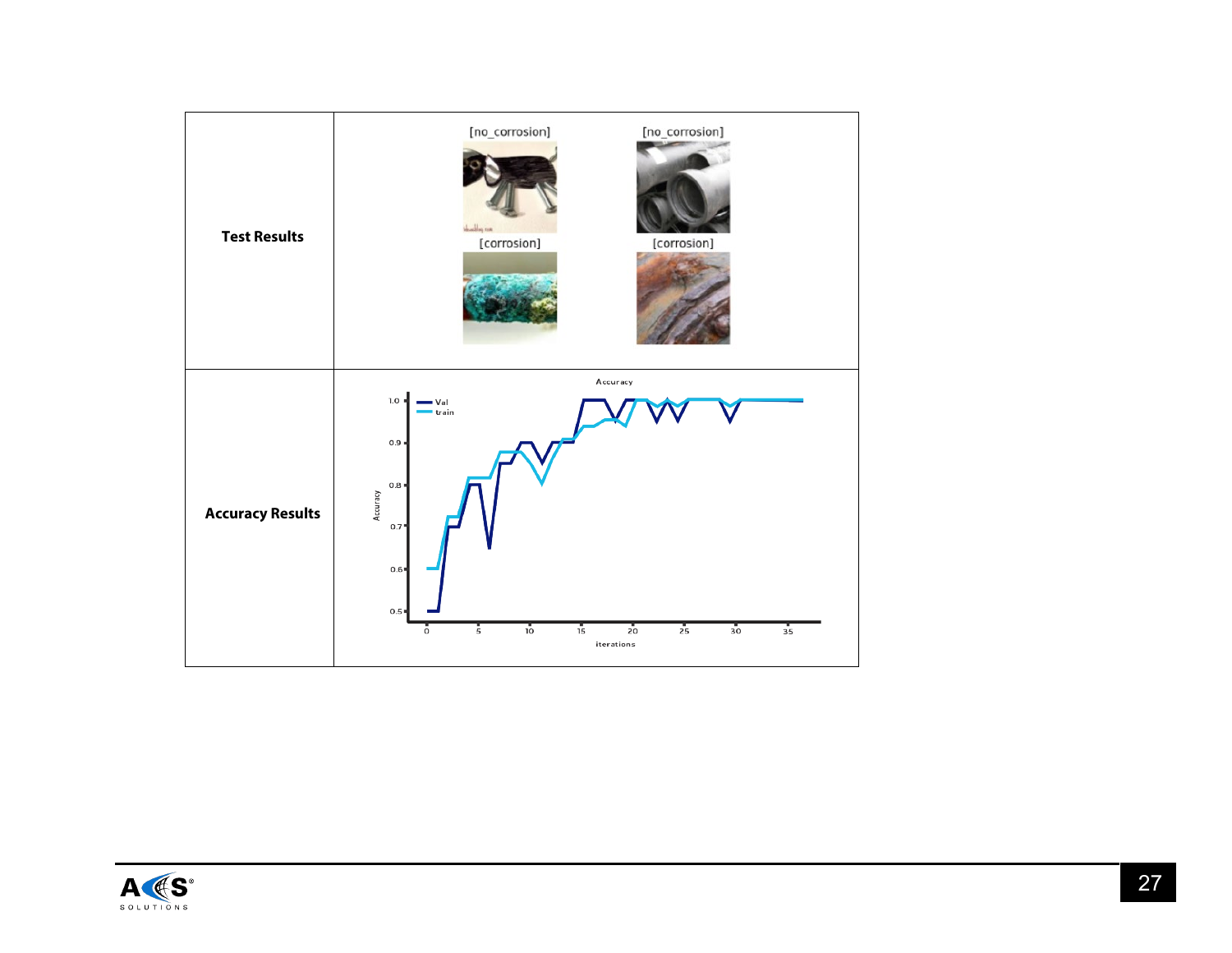| | |
|---|---|
| **Test Results** | [no_corrosion] [no_corrosion] [corrosion] [corrosion] |
| **Accuracy Results** | |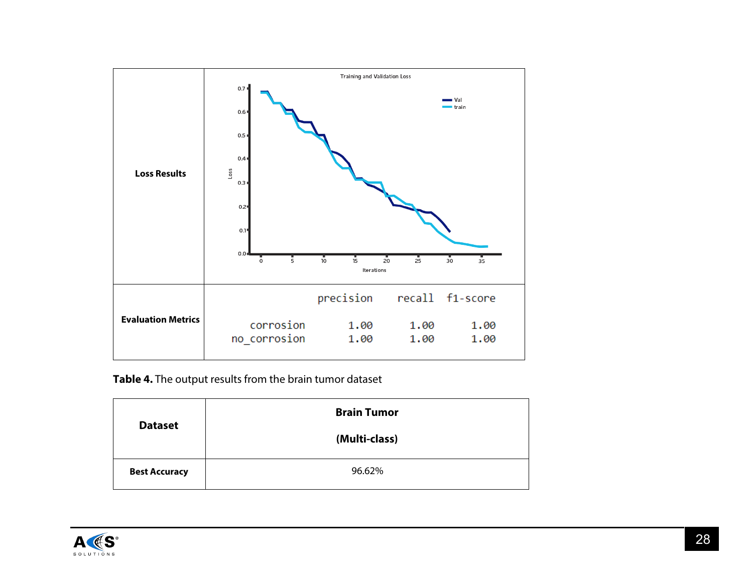| Loss Results | Training and Validation Loss (chart: Loss vs. Iterations; legend: Val, train) |
|---|---|
| **Evaluation Metrics** | |

|  | precision | recall | f1-score |
|---|---|---|---|
| corrosion | 1.00 | 1.00 | 1.00 |
| no_corrosion | 1.00 | 1.00 | 1.00 |

**Table 4.** The output results from the brain tumor dataset

| **Dataset** | **Brain Tumor (Multi-class)** |
|---|---|
| **Best Accuracy** | 96.62% |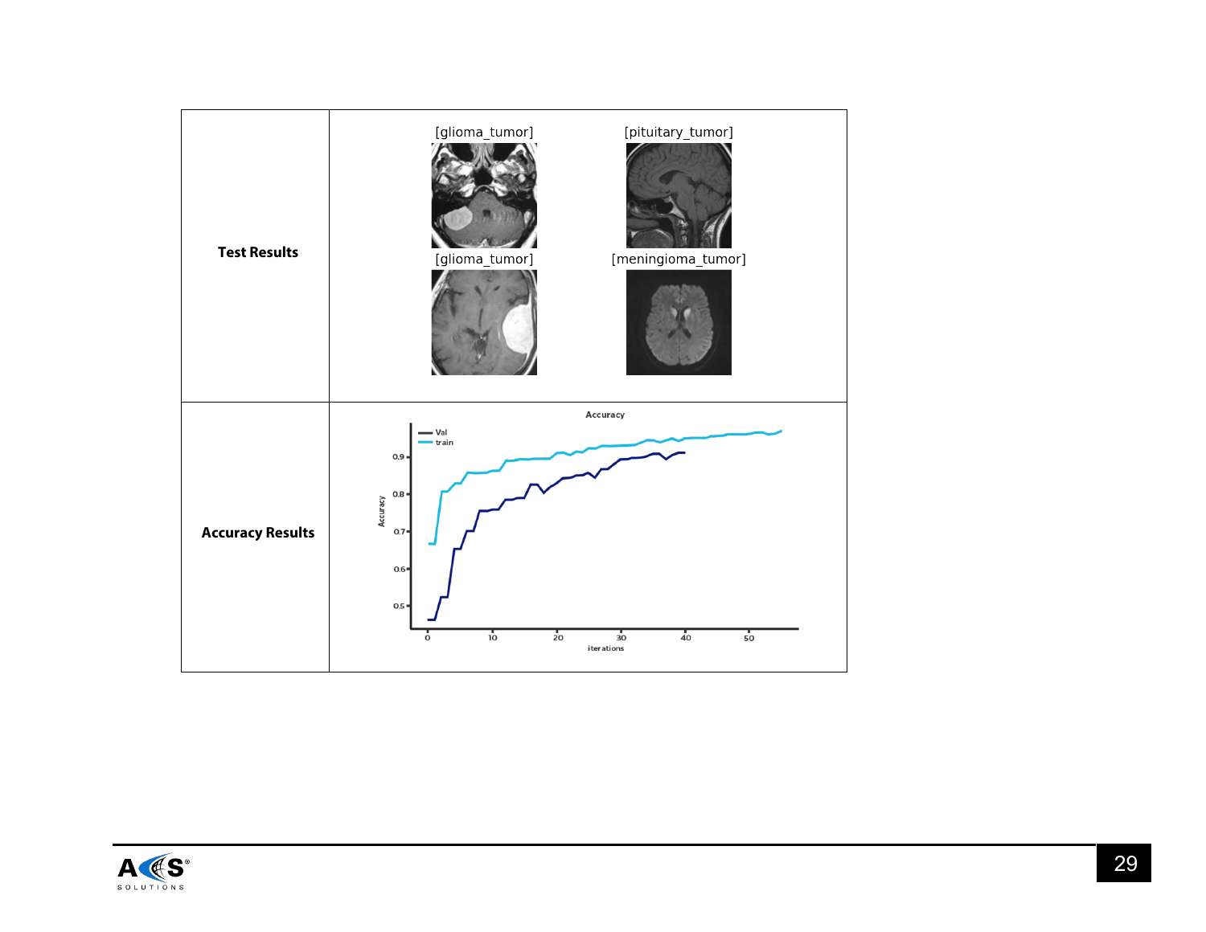| | |
|---|---|
| **Test Results** | [glioma_tumor] [pituitary_tumor] [glioma_tumor] [meningioma_tumor] |
| **Accuracy Results** | |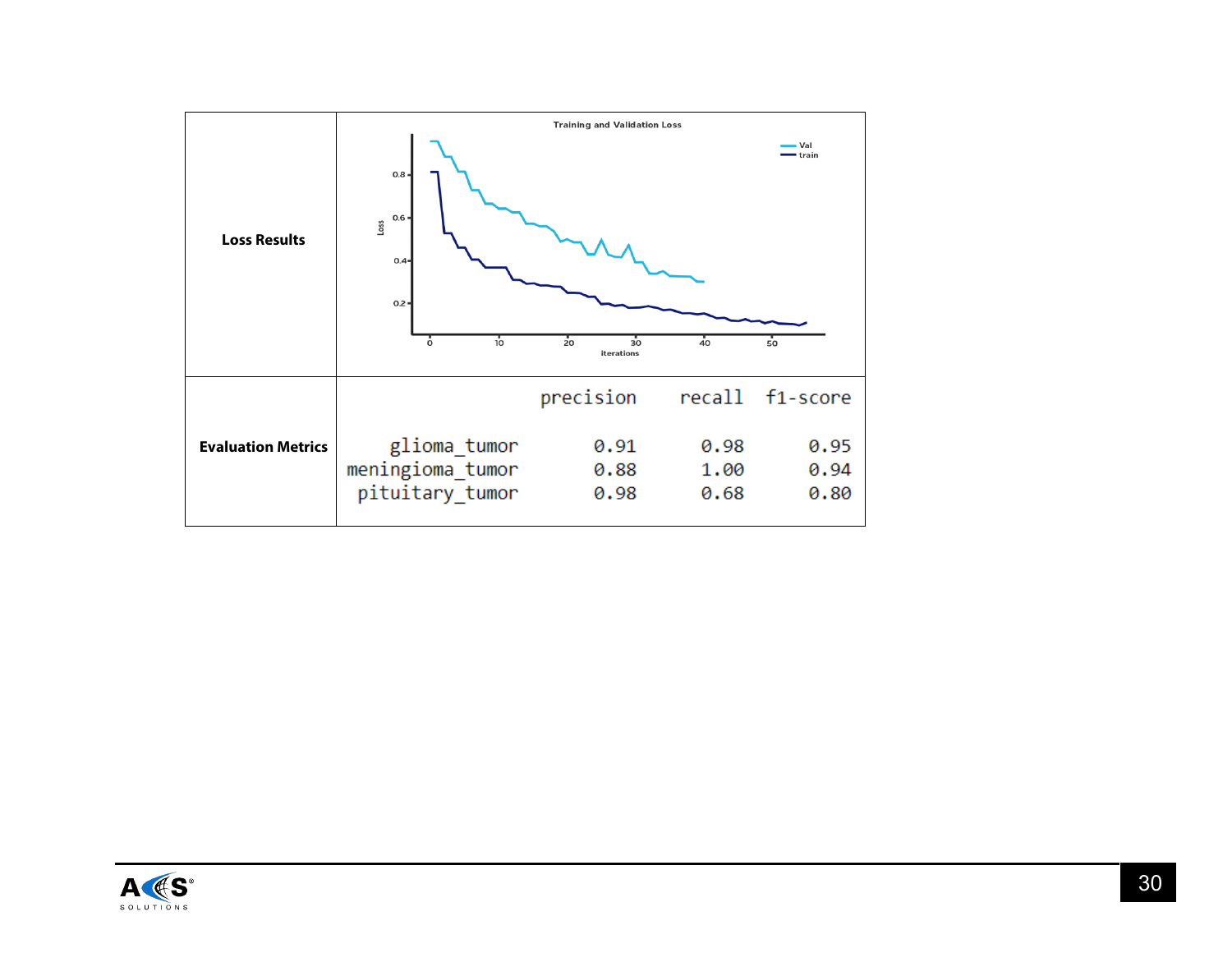| | |
|---|---|
| **Loss Results** | Training and Validation Loss |
| **Evaluation Metrics** | |

| | precision | recall | f1-score |
|---|---|---|---|
| glioma_tumor | 0.91 | 0.98 | 0.95 |
| meningioma_tumor | 0.88 | 1.00 | 0.94 |
| pituitary_tumor | 0.98 | 0.68 | 0.80 |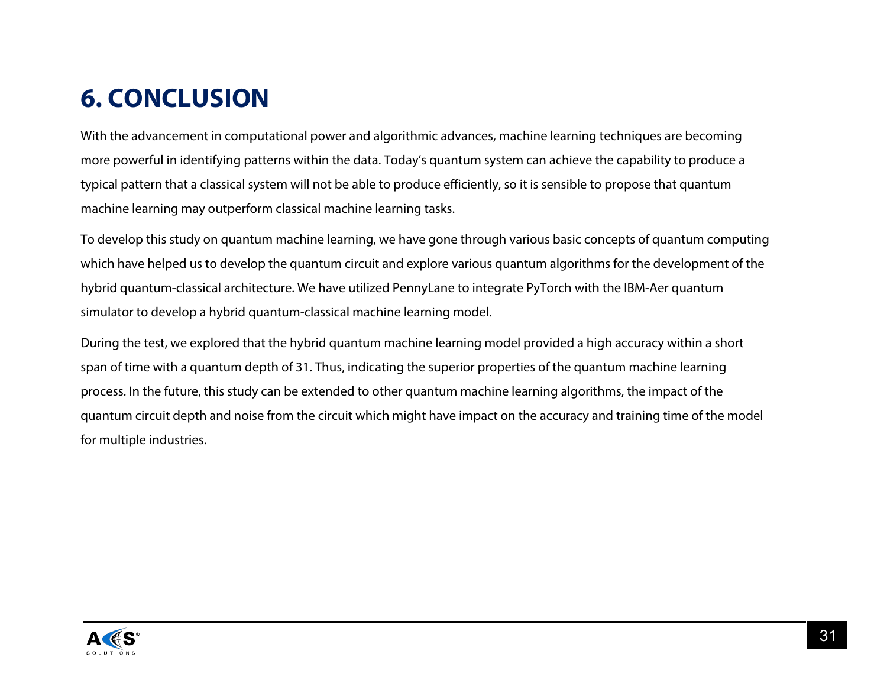# 6. CONCLUSION

With the advancement in computational power and algorithmic advances, machine learning techniques are becoming more powerful in identifying patterns within the data. Today's quantum system can achieve the capability to produce a typical pattern that a classical system will not be able to produce efficiently, so it is sensible to propose that quantum machine learning may outperform classical machine learning tasks.

To develop this study on quantum machine learning, we have gone through various basic concepts of quantum computing which have helped us to develop the quantum circuit and explore various quantum algorithms for the development of the hybrid quantum-classical architecture. We have utilized PennyLane to integrate PyTorch with the IBM-Aer quantum simulator to develop a hybrid quantum-classical machine learning model.

During the test, we explored that the hybrid quantum machine learning model provided a high accuracy within a short span of time with a quantum depth of 31. Thus, indicating the superior properties of the quantum machine learning process. In the future, this study can be extended to other quantum machine learning algorithms, the impact of the quantum circuit depth and noise from the circuit which might have impact on the accuracy and training time of the model for multiple industries.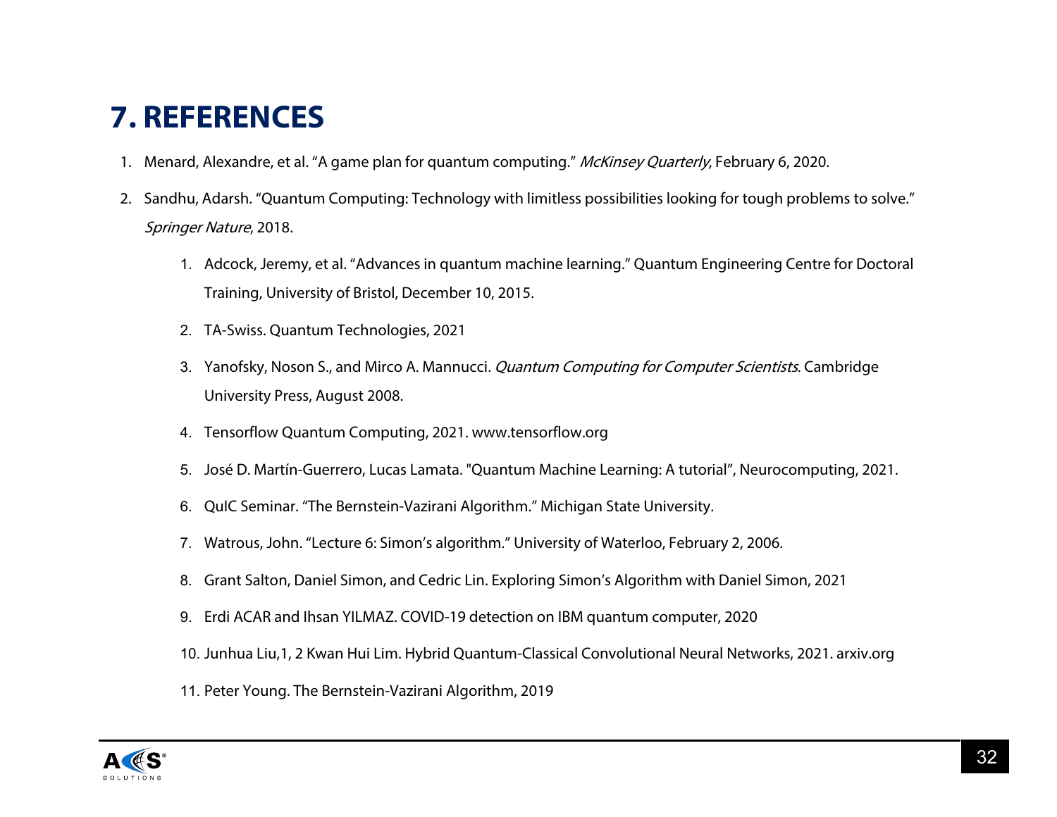# 7. REFERENCES

1. Menard, Alexandre, et al. "A game plan for quantum computing." *McKinsey Quarterly*, February 6, 2020.
2. Sandhu, Adarsh. "Quantum Computing: Technology with limitless possibilities looking for tough problems to solve." *Springer Nature*, 2018.
    1. Adcock, Jeremy, et al. "Advances in quantum machine learning." Quantum Engineering Centre for Doctoral Training, University of Bristol, December 10, 2015.
    2. TA-Swiss. Quantum Technologies, 2021
    3. Yanofsky, Noson S., and Mirco A. Mannucci. *Quantum Computing for Computer Scientists*. Cambridge University Press, August 2008.
    4. Tensorflow Quantum Computing, 2021. www.tensorflow.org
    5. José D. Martín-Guerrero, Lucas Lamata. "Quantum Machine Learning: A tutorial", Neurocomputing, 2021.
    6. QuIC Seminar. "The Bernstein-Vazirani Algorithm." Michigan State University.
    7. Watrous, John. "Lecture 6: Simon's algorithm." University of Waterloo, February 2, 2006.
    8. Grant Salton, Daniel Simon, and Cedric Lin. Exploring Simon's Algorithm with Daniel Simon, 2021
    9. Erdi ACAR and Ihsan YILMAZ. COVID-19 detection on IBM quantum computer, 2020
    10. Junhua Liu,1, 2 Kwan Hui Lim. Hybrid Quantum-Classical Convolutional Neural Networks, 2021. arxiv.org
    11. Peter Young. The Bernstein-Vazirani Algorithm, 2019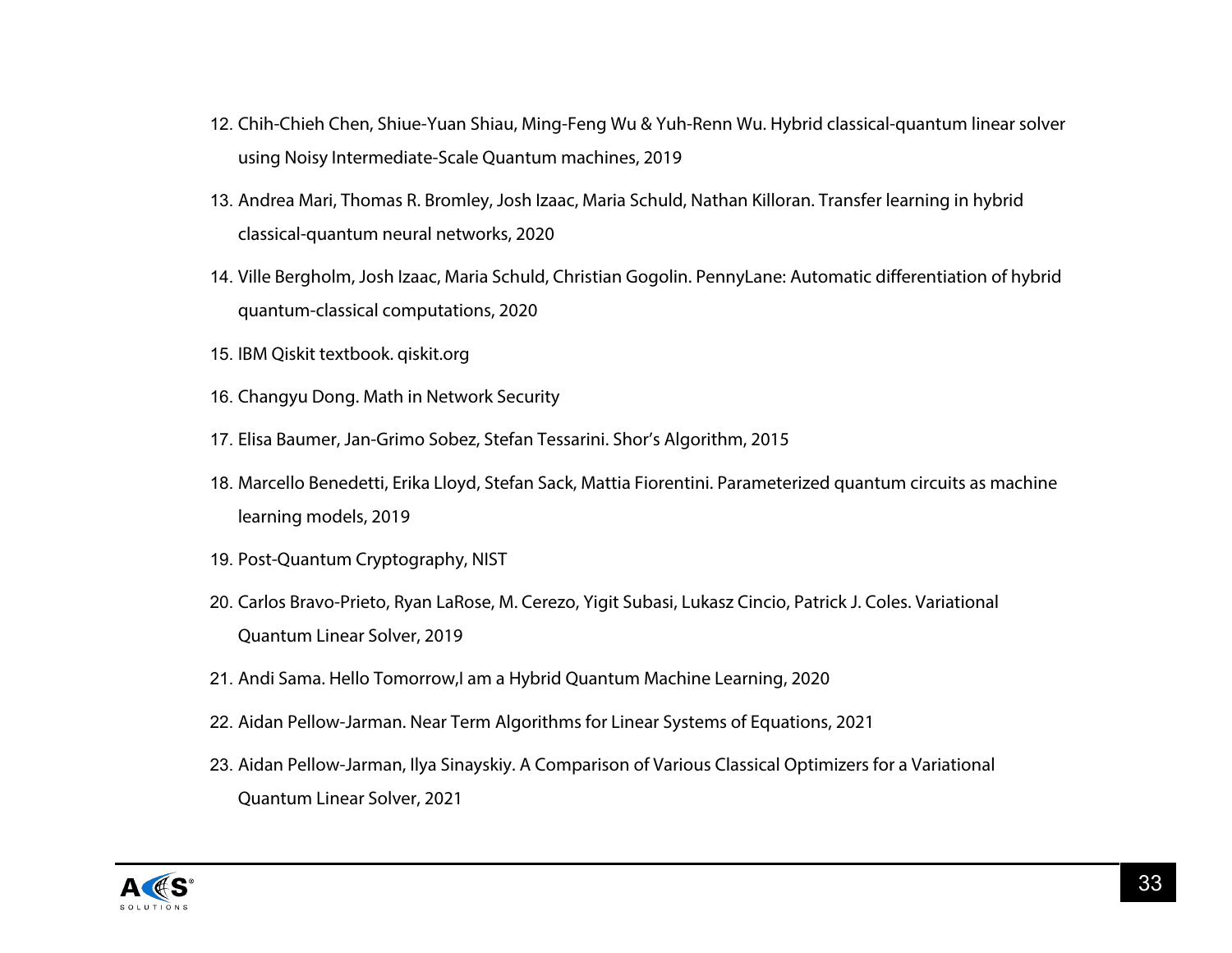12. Chih-Chieh Chen, Shiue-Yuan Shiau, Ming-Feng Wu & Yuh-Renn Wu. Hybrid classical-quantum linear solver using Noisy Intermediate-Scale Quantum machines, 2019
13. Andrea Mari, Thomas R. Bromley, Josh Izaac, Maria Schuld, Nathan Killoran. Transfer learning in hybrid classical-quantum neural networks, 2020
14. Ville Bergholm, Josh Izaac, Maria Schuld, Christian Gogolin. PennyLane: Automatic differentiation of hybrid quantum-classical computations, 2020
15. IBM Qiskit textbook. qiskit.org
16. Changyu Dong. Math in Network Security
17. Elisa Baumer, Jan-Grimo Sobez, Stefan Tessarini. Shor's Algorithm, 2015
18. Marcello Benedetti, Erika Lloyd, Stefan Sack, Mattia Fiorentini. Parameterized quantum circuits as machine learning models, 2019
19. Post-Quantum Cryptography, NIST
20. Carlos Bravo-Prieto, Ryan LaRose, M. Cerezo, Yigit Subasi, Lukasz Cincio, Patrick J. Coles. Variational Quantum Linear Solver, 2019
21. Andi Sama. Hello Tomorrow,I am a Hybrid Quantum Machine Learning, 2020
22. Aidan Pellow-Jarman. Near Term Algorithms for Linear Systems of Equations, 2021
23. Aidan Pellow-Jarman, Ilya Sinayskiy. A Comparison of Various Classical Optimizers for a Variational Quantum Linear Solver, 2021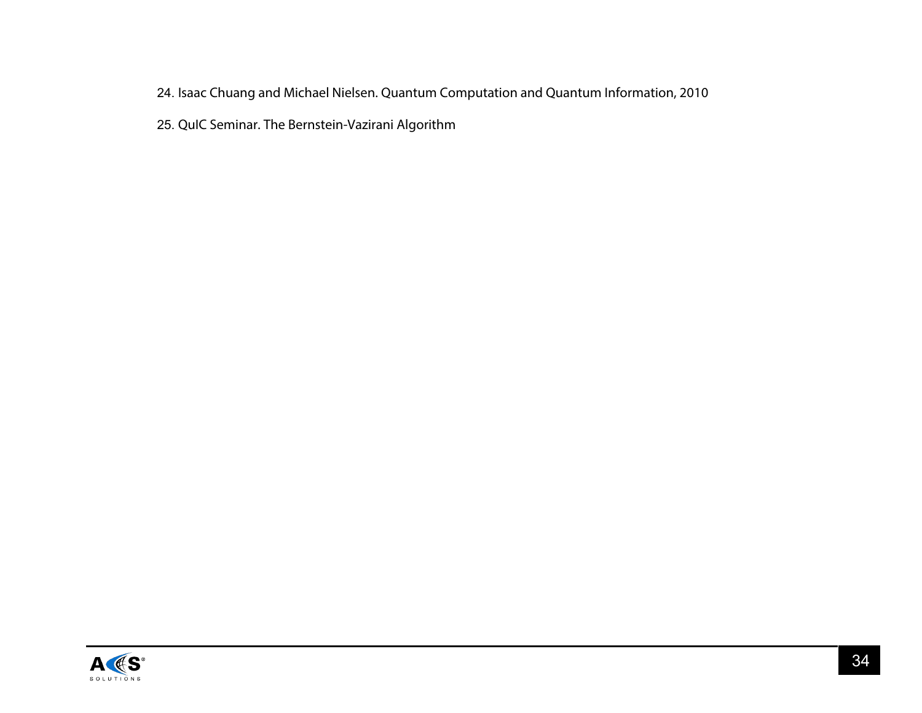24. Isaac Chuang and Michael Nielsen. Quantum Computation and Quantum Information, 2010

25. QuIC Seminar. The Bernstein-Vazirani Algorithm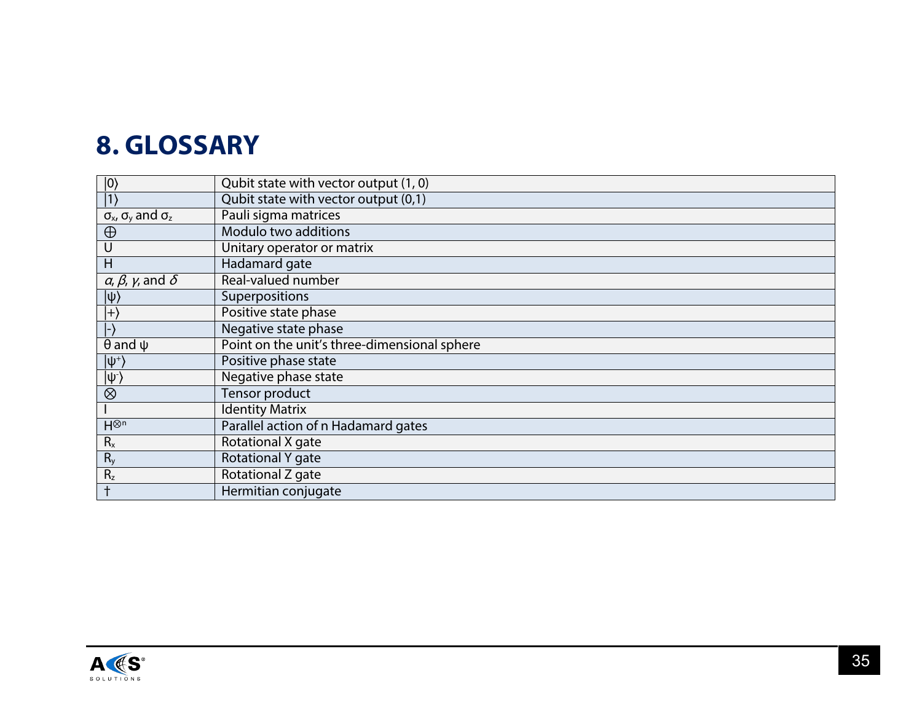# 8. GLOSSARY

| | |
|---|---|
| $\|0\rangle$ | Qubit state with vector output (1, 0) |
| $\|1\rangle$ | Qubit state with vector output (0,1) |
| $\sigma_x$, $\sigma_y$ and $\sigma_z$ | Pauli sigma matrices |
| $\oplus$ | Modulo two additions |
| U | Unitary operator or matrix |
| H | Hadamard gate |
| $\alpha$, $\beta$, $\gamma$, and $\delta$ | Real-valued number |
| $\|\psi\rangle$ | Superpositions |
| $\|+\rangle$ | Positive state phase |
| $\|-\rangle$ | Negative state phase |
| $\theta$ and $\psi$ | Point on the unit's three-dimensional sphere |
| $\|\psi^+\rangle$ | Positive phase state |
| $\|\psi^-\rangle$ | Negative phase state |
| $\otimes$ | Tensor product |
| I | Identity Matrix |
| $H^{\otimes n}$ | Parallel action of n Hadamard gates |
| $R_x$ | Rotational X gate |
| $R_y$ | Rotational Y gate |
| $R_z$ | Rotational Z gate |
| $\dagger$ | Hermitian conjugate |